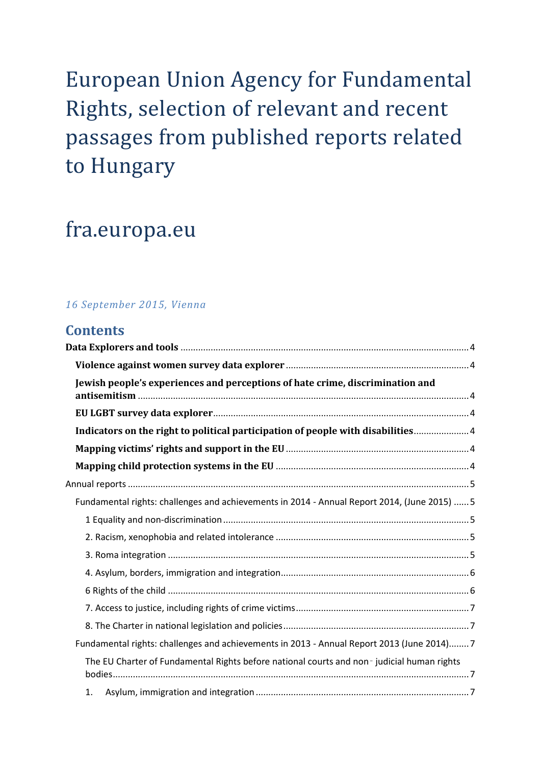# European Union Agency for Fundamental Rights, selection of relevant and recent passages from published reports related to Hungary

# fra.europa.eu

*16 September 2015, Vienna*

## Contents

**Data Explorers and tools** .......... 4

- **Violence against women survey data explorer** .......... 4
- **Jewish people's experiences and perceptions of hate crime, discrimination and antisemitism** .......... 4
- **EU LGBT survey data explorer** .......... 4
- **Indicators on the right to political participation of people with disabilities** .......... 4
- **Mapping victims' rights and support in the EU** .......... 4
- **Mapping child protection systems in the EU** .......... 4

Annual reports .......... 5

- Fundamental rights: challenges and achievements in 2014 - Annual Report 2014, (June 2015) .......... 5
  - 1 Equality and non-discrimination .......... 5
  - 2. Racism, xenophobia and related intolerance .......... 5
  - 3. Roma integration .......... 5
  - 4. Asylum, borders, immigration and integration .......... 6
  - 6 Rights of the child .......... 6
  - 7. Access to justice, including rights of crime victims .......... 7
  - 8. The Charter in national legislation and policies .......... 7
- Fundamental rights: challenges and achievements in 2013 - Annual Report 2013 (June 2014) .......... 7
  - The EU Charter of Fundamental Rights before national courts and non-judicial human rights bodies .......... 7
  - 1. Asylum, immigration and integration .......... 7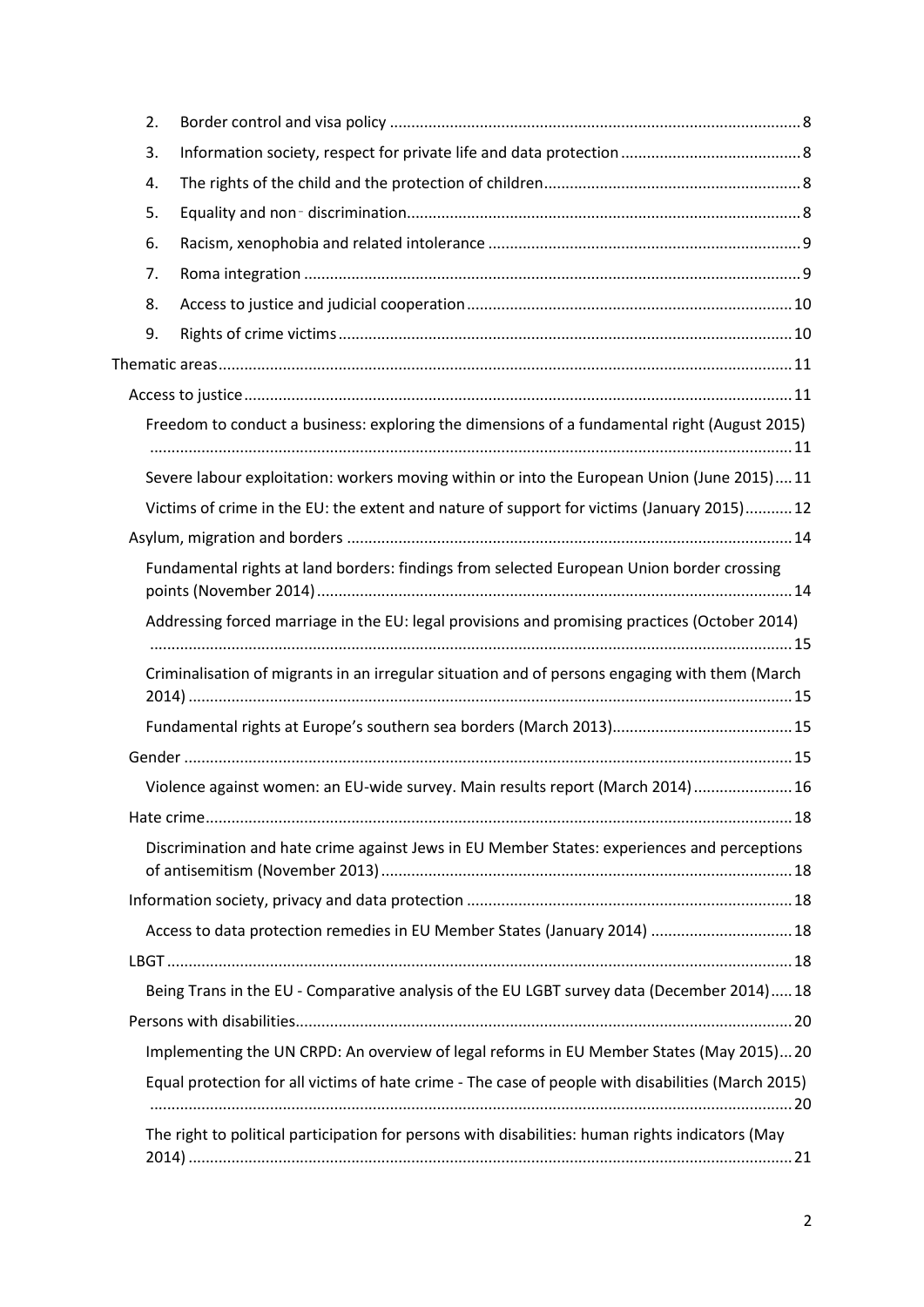2. Border control and visa policy ..... 8
3. Information society, respect for private life and data protection ..... 8
4. The rights of the child and the protection of children ..... 8
5. Equality and non‑discrimination ..... 8
6. Racism, xenophobia and related intolerance ..... 9
7. Roma integration ..... 9
8. Access to justice and judicial cooperation ..... 10
9. Rights of crime victims ..... 10

Thematic areas ..... 11

- Access to justice ..... 11
  - Freedom to conduct a business: exploring the dimensions of a fundamental right (August 2015) ..... 11
  - Severe labour exploitation: workers moving within or into the European Union (June 2015) ..... 11
  - Victims of crime in the EU: the extent and nature of support for victims (January 2015) ..... 12
- Asylum, migration and borders ..... 14
  - Fundamental rights at land borders: findings from selected European Union border crossing points (November 2014) ..... 14
  - Addressing forced marriage in the EU: legal provisions and promising practices (October 2014) ..... 15
  - Criminalisation of migrants in an irregular situation and of persons engaging with them (March 2014) ..... 15
  - Fundamental rights at Europe's southern sea borders (March 2013) ..... 15
- Gender ..... 15
  - Violence against women: an EU-wide survey. Main results report (March 2014) ..... 16
- Hate crime ..... 18
  - Discrimination and hate crime against Jews in EU Member States: experiences and perceptions of antisemitism (November 2013) ..... 18
- Information society, privacy and data protection ..... 18
  - Access to data protection remedies in EU Member States (January 2014) ..... 18
- LBGT ..... 18
  - Being Trans in the EU - Comparative analysis of the EU LGBT survey data (December 2014) ..... 18
- Persons with disabilities ..... 20
  - Implementing the UN CRPD: An overview of legal reforms in EU Member States (May 2015) ..... 20
  - Equal protection for all victims of hate crime - The case of people with disabilities (March 2015) ..... 20
  - The right to political participation for persons with disabilities: human rights indicators (May 2014) ..... 21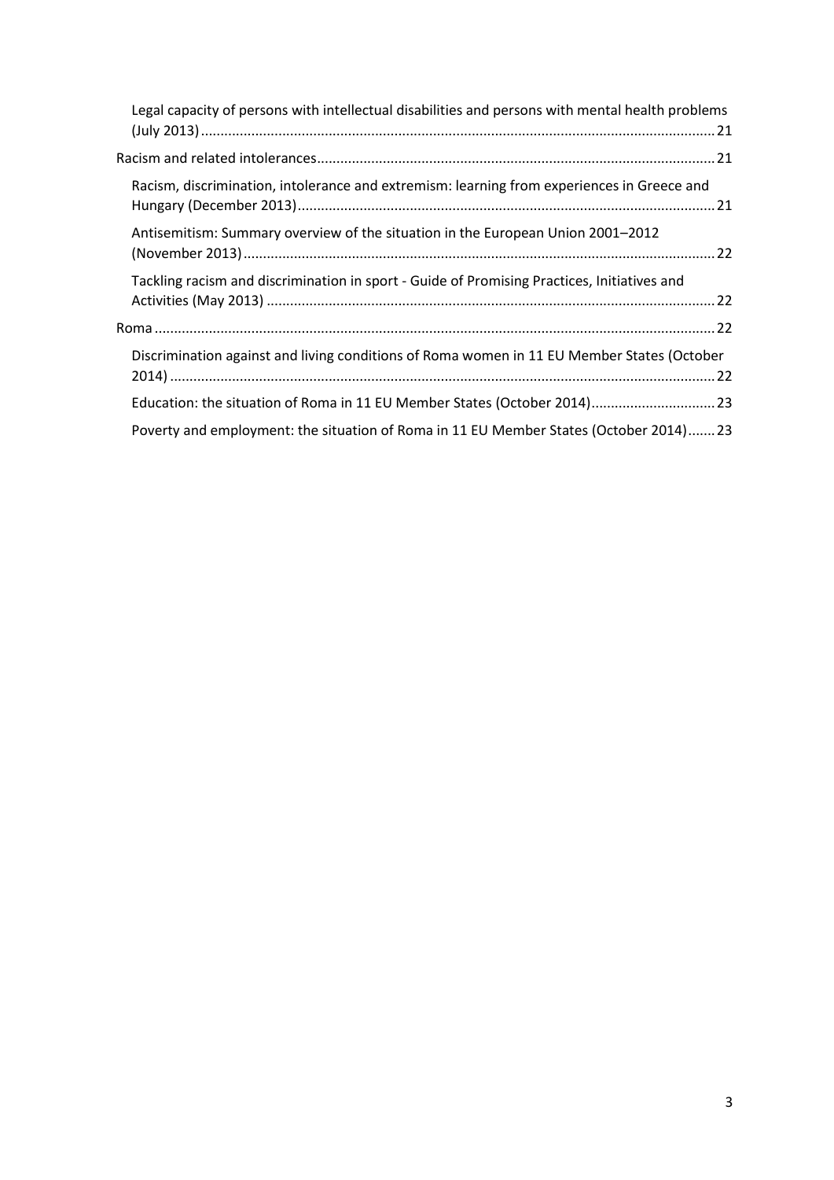Legal capacity of persons with intellectual disabilities and persons with mental health problems (July 2013) ..... 21

Racism and related intolerances ..... 21

Racism, discrimination, intolerance and extremism: learning from experiences in Greece and Hungary (December 2013) ..... 21

Antisemitism: Summary overview of the situation in the European Union 2001–2012 (November 2013) ..... 22

Tackling racism and discrimination in sport - Guide of Promising Practices, Initiatives and Activities (May 2013) ..... 22

Roma ..... 22

Discrimination against and living conditions of Roma women in 11 EU Member States (October 2014) ..... 22

Education: the situation of Roma in 11 EU Member States (October 2014) ..... 23

Poverty and employment: the situation of Roma in 11 EU Member States (October 2014) ..... 23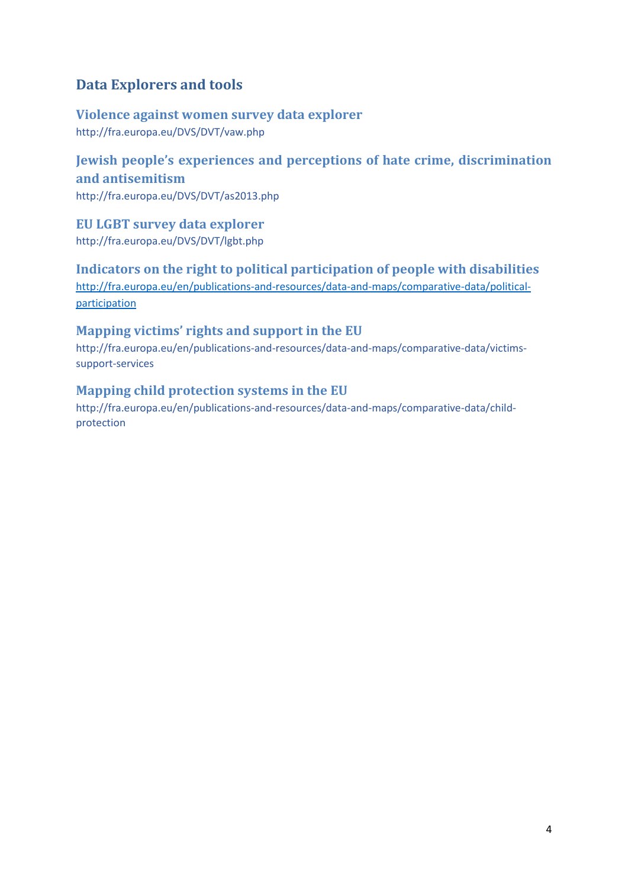## Data Explorers and tools

### Violence against women survey data explorer

http://fra.europa.eu/DVS/DVT/vaw.php

### Jewish people's experiences and perceptions of hate crime, discrimination and antisemitism

http://fra.europa.eu/DVS/DVT/as2013.php

### EU LGBT survey data explorer

http://fra.europa.eu/DVS/DVT/lgbt.php

### Indicators on the right to political participation of people with disabilities

http://fra.europa.eu/en/publications-and-resources/data-and-maps/comparative-data/political-participation

### Mapping victims' rights and support in the EU

http://fra.europa.eu/en/publications-and-resources/data-and-maps/comparative-data/victims-support-services

### Mapping child protection systems in the EU

http://fra.europa.eu/en/publications-and-resources/data-and-maps/comparative-data/child-protection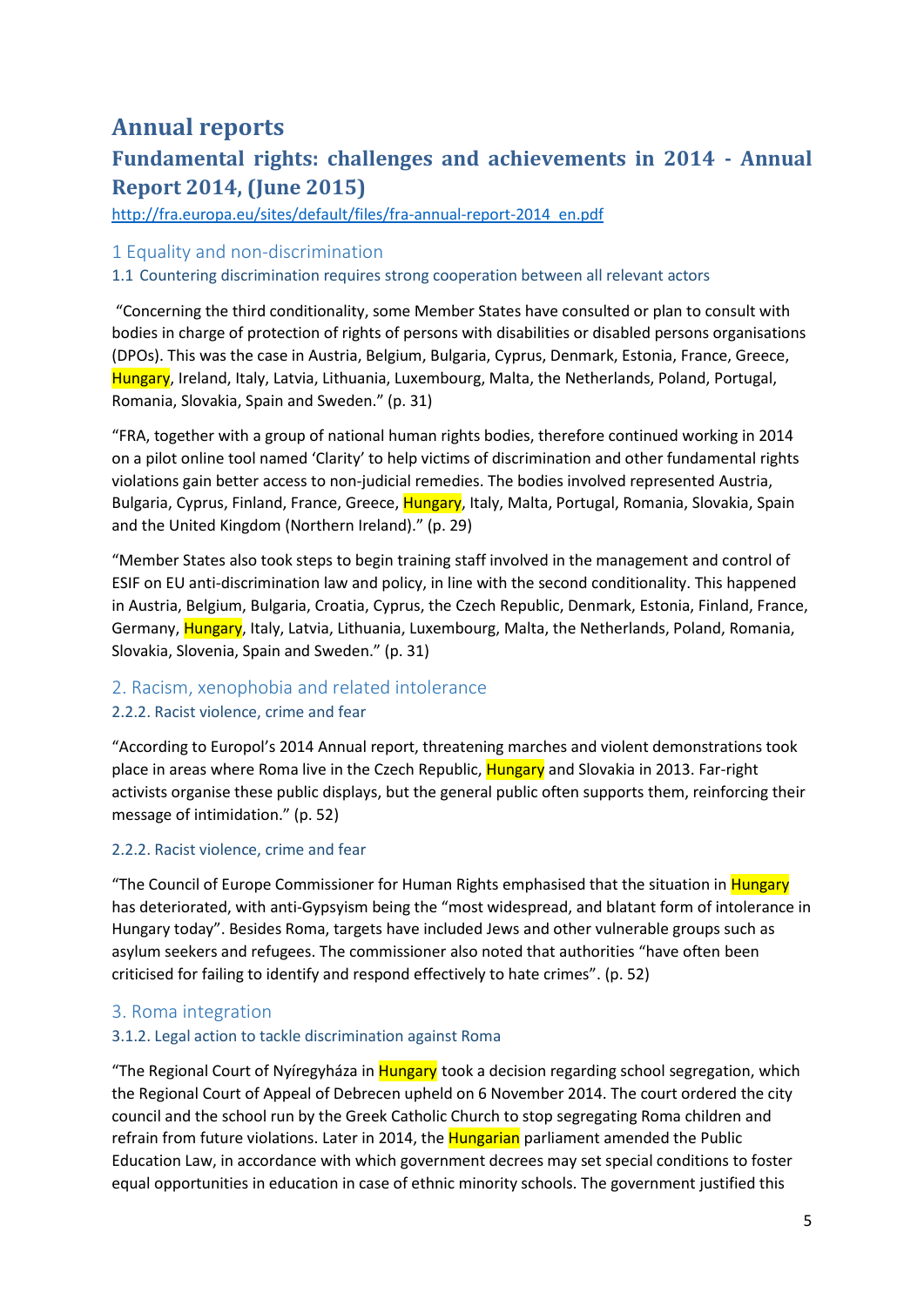# Annual reports

## Fundamental rights: challenges and achievements in 2014 - Annual Report 2014, (June 2015)

http://fra.europa.eu/sites/default/files/fra-annual-report-2014_en.pdf

### 1 Equality and non-discrimination

#### 1.1 Countering discrimination requires strong cooperation between all relevant actors

"Concerning the third conditionality, some Member States have consulted or plan to consult with bodies in charge of protection of rights of persons with disabilities or disabled persons organisations (DPOs). This was the case in Austria, Belgium, Bulgaria, Cyprus, Denmark, Estonia, France, Greece, Hungary, Ireland, Italy, Latvia, Lithuania, Luxembourg, Malta, the Netherlands, Poland, Portugal, Romania, Slovakia, Spain and Sweden." (p. 31)

"FRA, together with a group of national human rights bodies, therefore continued working in 2014 on a pilot online tool named 'Clarity' to help victims of discrimination and other fundamental rights violations gain better access to non-judicial remedies. The bodies involved represented Austria, Bulgaria, Cyprus, Finland, France, Greece, Hungary, Italy, Malta, Portugal, Romania, Slovakia, Spain and the United Kingdom (Northern Ireland)." (p. 29)

"Member States also took steps to begin training staff involved in the management and control of ESIF on EU anti-discrimination law and policy, in line with the second conditionality. This happened in Austria, Belgium, Bulgaria, Croatia, Cyprus, the Czech Republic, Denmark, Estonia, Finland, France, Germany, Hungary, Italy, Latvia, Lithuania, Luxembourg, Malta, the Netherlands, Poland, Romania, Slovakia, Slovenia, Spain and Sweden." (p. 31)

### 2. Racism, xenophobia and related intolerance

#### 2.2.2. Racist violence, crime and fear

"According to Europol's 2014 Annual report, threatening marches and violent demonstrations took place in areas where Roma live in the Czech Republic, Hungary and Slovakia in 2013. Far-right activists organise these public displays, but the general public often supports them, reinforcing their message of intimidation." (p. 52)

#### 2.2.2. Racist violence, crime and fear

"The Council of Europe Commissioner for Human Rights emphasised that the situation in Hungary has deteriorated, with anti-Gypsyism being the "most widespread, and blatant form of intolerance in Hungary today". Besides Roma, targets have included Jews and other vulnerable groups such as asylum seekers and refugees. The commissioner also noted that authorities "have often been criticised for failing to identify and respond effectively to hate crimes". (p. 52)

### 3. Roma integration

#### 3.1.2. Legal action to tackle discrimination against Roma

"The Regional Court of Nyíregyháza in Hungary took a decision regarding school segregation, which the Regional Court of Appeal of Debrecen upheld on 6 November 2014. The court ordered the city council and the school run by the Greek Catholic Church to stop segregating Roma children and refrain from future violations. Later in 2014, the Hungarian parliament amended the Public Education Law, in accordance with which government decrees may set special conditions to foster equal opportunities in education in case of ethnic minority schools. The government justified this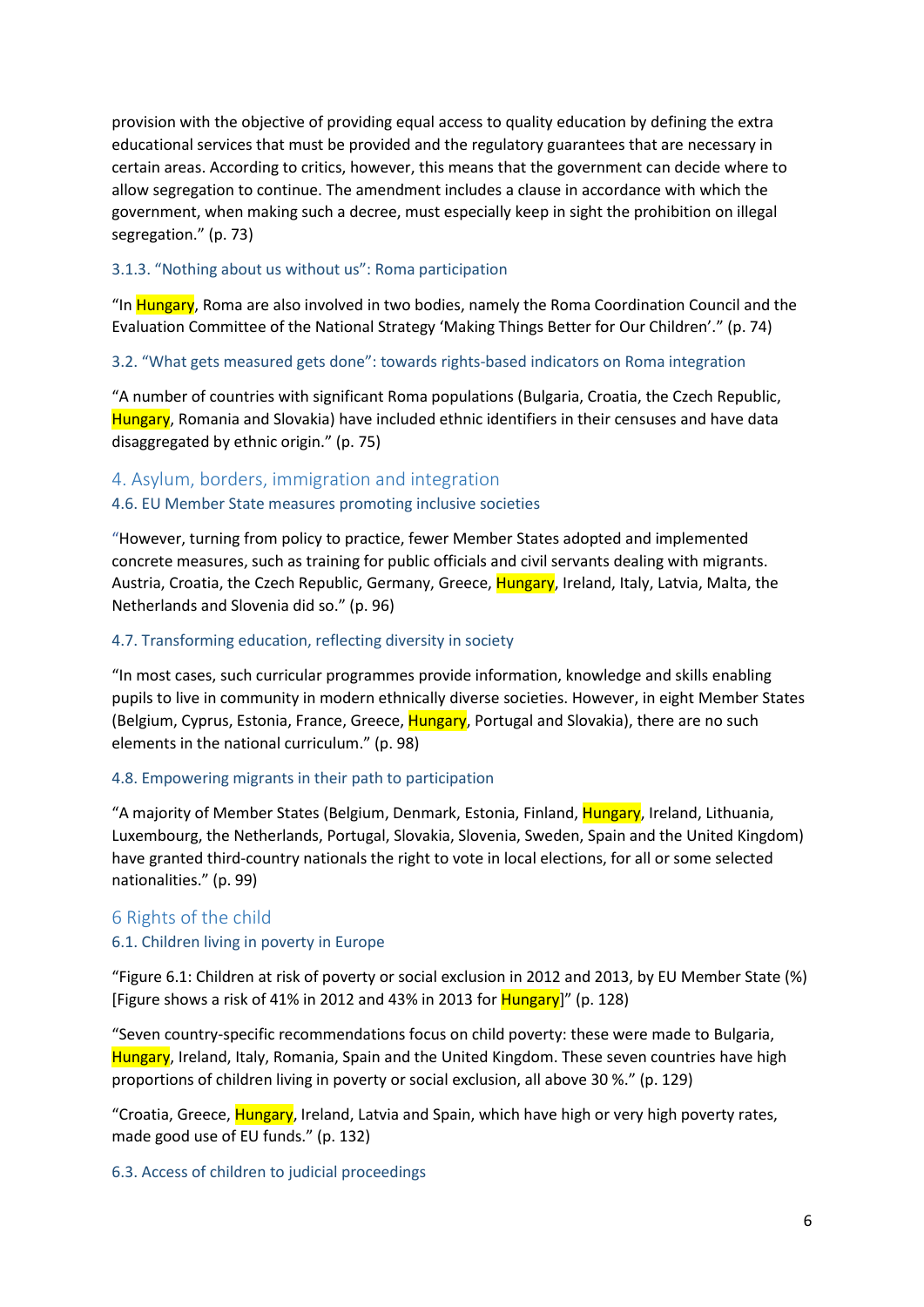provision with the objective of providing equal access to quality education by defining the extra educational services that must be provided and the regulatory guarantees that are necessary in certain areas. According to critics, however, this means that the government can decide where to allow segregation to continue. The amendment includes a clause in accordance with which the government, when making such a decree, must especially keep in sight the prohibition on illegal segregation." (p. 73)

### 3.1.3. "Nothing about us without us": Roma participation

"In Hungary, Roma are also involved in two bodies, namely the Roma Coordination Council and the Evaluation Committee of the National Strategy 'Making Things Better for Our Children'." (p. 74)

### 3.2. "What gets measured gets done": towards rights-based indicators on Roma integration

"A number of countries with significant Roma populations (Bulgaria, Croatia, the Czech Republic, Hungary, Romania and Slovakia) have included ethnic identifiers in their censuses and have data disaggregated by ethnic origin." (p. 75)

## 4. Asylum, borders, immigration and integration

### 4.6. EU Member State measures promoting inclusive societies

"However, turning from policy to practice, fewer Member States adopted and implemented concrete measures, such as training for public officials and civil servants dealing with migrants. Austria, Croatia, the Czech Republic, Germany, Greece, Hungary, Ireland, Italy, Latvia, Malta, the Netherlands and Slovenia did so." (p. 96)

### 4.7. Transforming education, reflecting diversity in society

"In most cases, such curricular programmes provide information, knowledge and skills enabling pupils to live in community in modern ethnically diverse societies. However, in eight Member States (Belgium, Cyprus, Estonia, France, Greece, Hungary, Portugal and Slovakia), there are no such elements in the national curriculum." (p. 98)

### 4.8. Empowering migrants in their path to participation

"A majority of Member States (Belgium, Denmark, Estonia, Finland, Hungary, Ireland, Lithuania, Luxembourg, the Netherlands, Portugal, Slovakia, Slovenia, Sweden, Spain and the United Kingdom) have granted third-country nationals the right to vote in local elections, for all or some selected nationalities." (p. 99)

## 6 Rights of the child

### 6.1. Children living in poverty in Europe

"Figure 6.1: Children at risk of poverty or social exclusion in 2012 and 2013, by EU Member State (%) [Figure shows a risk of 41% in 2012 and 43% in 2013 for Hungary]" (p. 128)

"Seven country-specific recommendations focus on child poverty: these were made to Bulgaria, Hungary, Ireland, Italy, Romania, Spain and the United Kingdom. These seven countries have high proportions of children living in poverty or social exclusion, all above 30 %." (p. 129)

"Croatia, Greece, Hungary, Ireland, Latvia and Spain, which have high or very high poverty rates, made good use of EU funds." (p. 132)

### 6.3. Access of children to judicial proceedings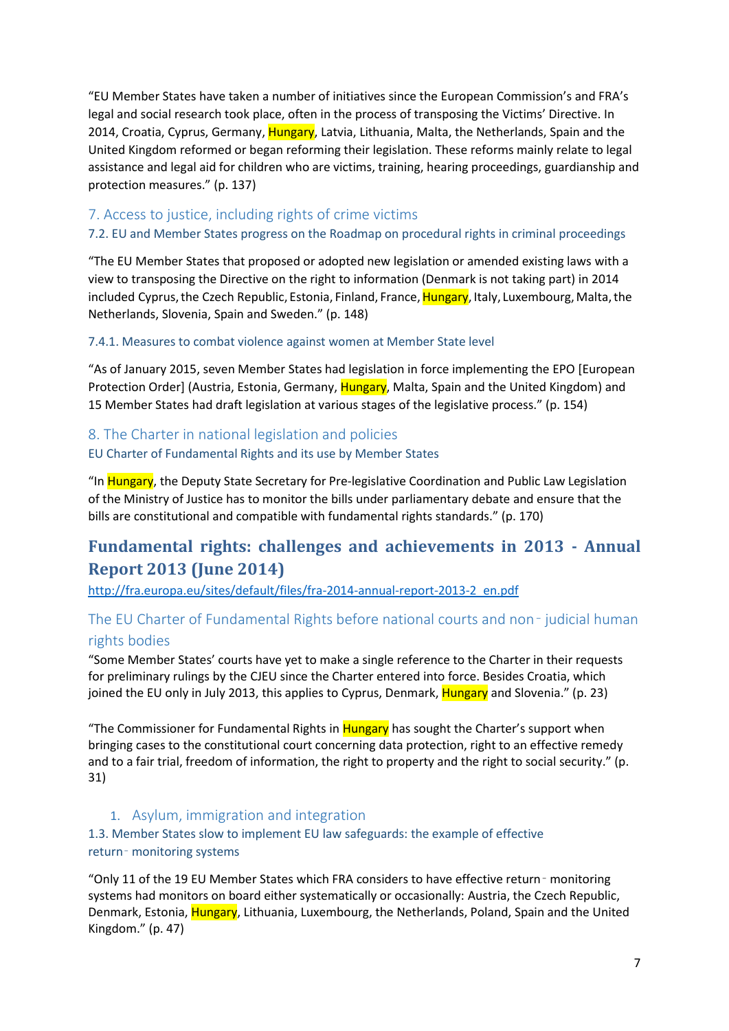"EU Member States have taken a number of initiatives since the European Commission's and FRA's legal and social research took place, often in the process of transposing the Victims' Directive. In 2014, Croatia, Cyprus, Germany, Hungary, Latvia, Lithuania, Malta, the Netherlands, Spain and the United Kingdom reformed or began reforming their legislation. These reforms mainly relate to legal assistance and legal aid for children who are victims, training, hearing proceedings, guardianship and protection measures." (p. 137)

### 7. Access to justice, including rights of crime victims

#### 7.2. EU and Member States progress on the Roadmap on procedural rights in criminal proceedings

"The EU Member States that proposed or adopted new legislation or amended existing laws with a view to transposing the Directive on the right to information (Denmark is not taking part) in 2014 included Cyprus, the Czech Republic, Estonia, Finland, France, Hungary, Italy, Luxembourg, Malta, the Netherlands, Slovenia, Spain and Sweden." (p. 148)

#### 7.4.1. Measures to combat violence against women at Member State level

"As of January 2015, seven Member States had legislation in force implementing the EPO [European Protection Order] (Austria, Estonia, Germany, Hungary, Malta, Spain and the United Kingdom) and 15 Member States had draft legislation at various stages of the legislative process." (p. 154)

### 8. The Charter in national legislation and policies

#### EU Charter of Fundamental Rights and its use by Member States

"In Hungary, the Deputy State Secretary for Pre-legislative Coordination and Public Law Legislation of the Ministry of Justice has to monitor the bills under parliamentary debate and ensure that the bills are constitutional and compatible with fundamental rights standards." (p. 170)

## Fundamental rights: challenges and achievements in 2013 - Annual Report 2013 (June 2014)

http://fra.europa.eu/sites/default/files/fra-2014-annual-report-2013-2_en.pdf

### The EU Charter of Fundamental Rights before national courts and non‑judicial human rights bodies

"Some Member States' courts have yet to make a single reference to the Charter in their requests for preliminary rulings by the CJEU since the Charter entered into force. Besides Croatia, which joined the EU only in July 2013, this applies to Cyprus, Denmark, Hungary and Slovenia." (p. 23)

"The Commissioner for Fundamental Rights in Hungary has sought the Charter's support when bringing cases to the constitutional court concerning data protection, right to an effective remedy and to a fair trial, freedom of information, the right to property and the right to social security." (p. 31)

### 1. Asylum, immigration and integration

#### 1.3. Member States slow to implement EU law safeguards: the example of effective return‑monitoring systems

"Only 11 of the 19 EU Member States which FRA considers to have effective return‑monitoring systems had monitors on board either systematically or occasionally: Austria, the Czech Republic, Denmark, Estonia, Hungary, Lithuania, Luxembourg, the Netherlands, Poland, Spain and the United Kingdom." (p. 47)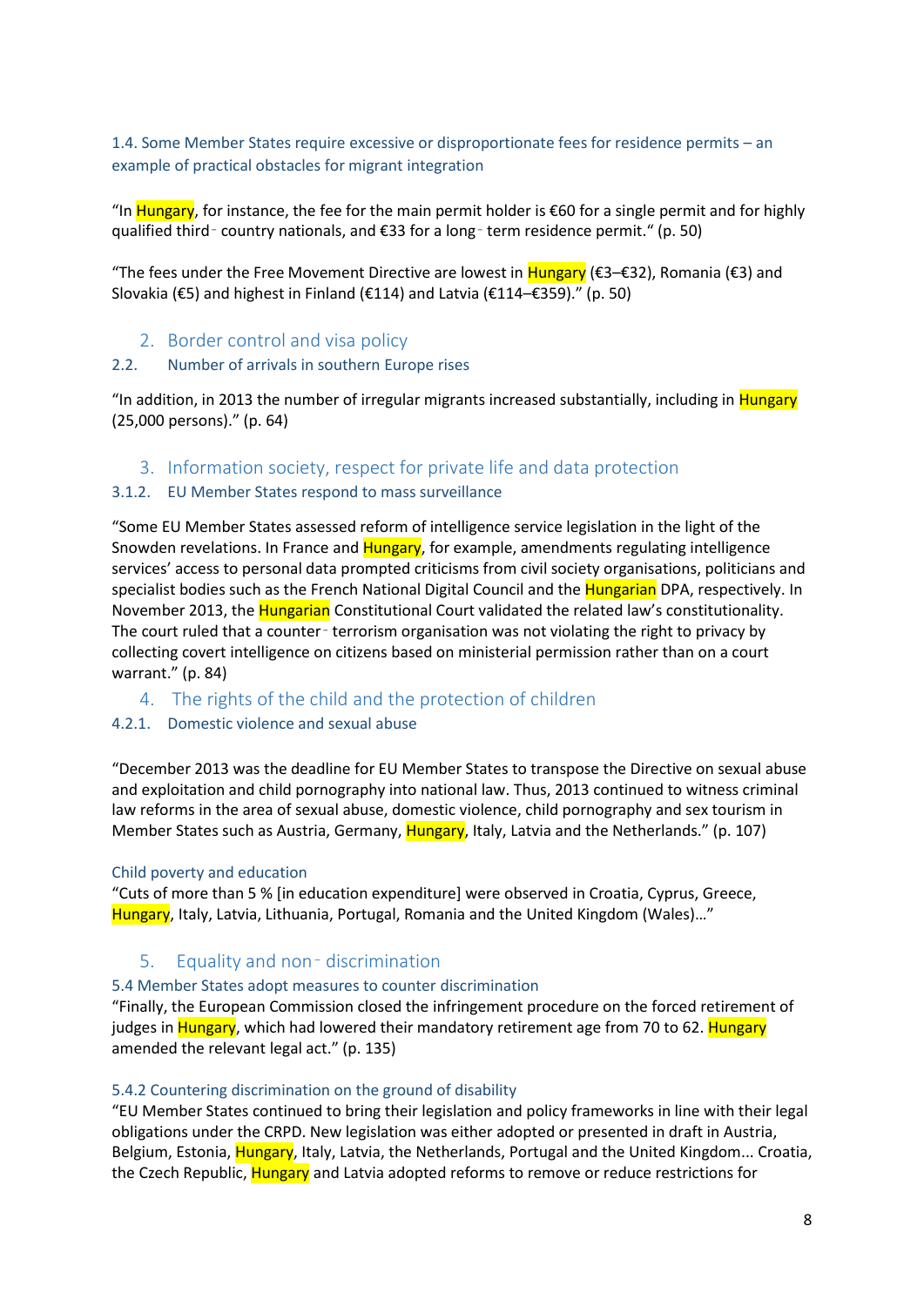### 1.4. Some Member States require excessive or disproportionate fees for residence permits – an example of practical obstacles for migrant integration

"In Hungary, for instance, the fee for the main permit holder is €60 for a single permit and for highly qualified third‑country nationals, and €33 for a long‑term residence permit." (p. 50)

"The fees under the Free Movement Directive are lowest in Hungary (€3–€32), Romania (€3) and Slovakia (€5) and highest in Finland (€114) and Latvia (€114–€359)." (p. 50)

## 2. Border control and visa policy

### 2.2. Number of arrivals in southern Europe rises

"In addition, in 2013 the number of irregular migrants increased substantially, including in Hungary (25,000 persons)." (p. 64)

## 3. Information society, respect for private life and data protection

### 3.1.2. EU Member States respond to mass surveillance

"Some EU Member States assessed reform of intelligence service legislation in the light of the Snowden revelations. In France and Hungary, for example, amendments regulating intelligence services' access to personal data prompted criticisms from civil society organisations, politicians and specialist bodies such as the French National Digital Council and the Hungarian DPA, respectively. In November 2013, the Hungarian Constitutional Court validated the related law's constitutionality. The court ruled that a counter‑terrorism organisation was not violating the right to privacy by collecting covert intelligence on citizens based on ministerial permission rather than on a court warrant." (p. 84)

## 4. The rights of the child and the protection of children

### 4.2.1. Domestic violence and sexual abuse

"December 2013 was the deadline for EU Member States to transpose the Directive on sexual abuse and exploitation and child pornography into national law. Thus, 2013 continued to witness criminal law reforms in the area of sexual abuse, domestic violence, child pornography and sex tourism in Member States such as Austria, Germany, Hungary, Italy, Latvia and the Netherlands." (p. 107)

### Child poverty and education

"Cuts of more than 5 % [in education expenditure] were observed in Croatia, Cyprus, Greece, Hungary, Italy, Latvia, Lithuania, Portugal, Romania and the United Kingdom (Wales)…"

## 5. Equality and non‑discrimination

### 5.4 Member States adopt measures to counter discrimination

"Finally, the European Commission closed the infringement procedure on the forced retirement of judges in Hungary, which had lowered their mandatory retirement age from 70 to 62. Hungary amended the relevant legal act." (p. 135)

### 5.4.2 Countering discrimination on the ground of disability

"EU Member States continued to bring their legislation and policy frameworks in line with their legal obligations under the CRPD. New legislation was either adopted or presented in draft in Austria, Belgium, Estonia, Hungary, Italy, Latvia, the Netherlands, Portugal and the United Kingdom... Croatia, the Czech Republic, Hungary and Latvia adopted reforms to remove or reduce restrictions for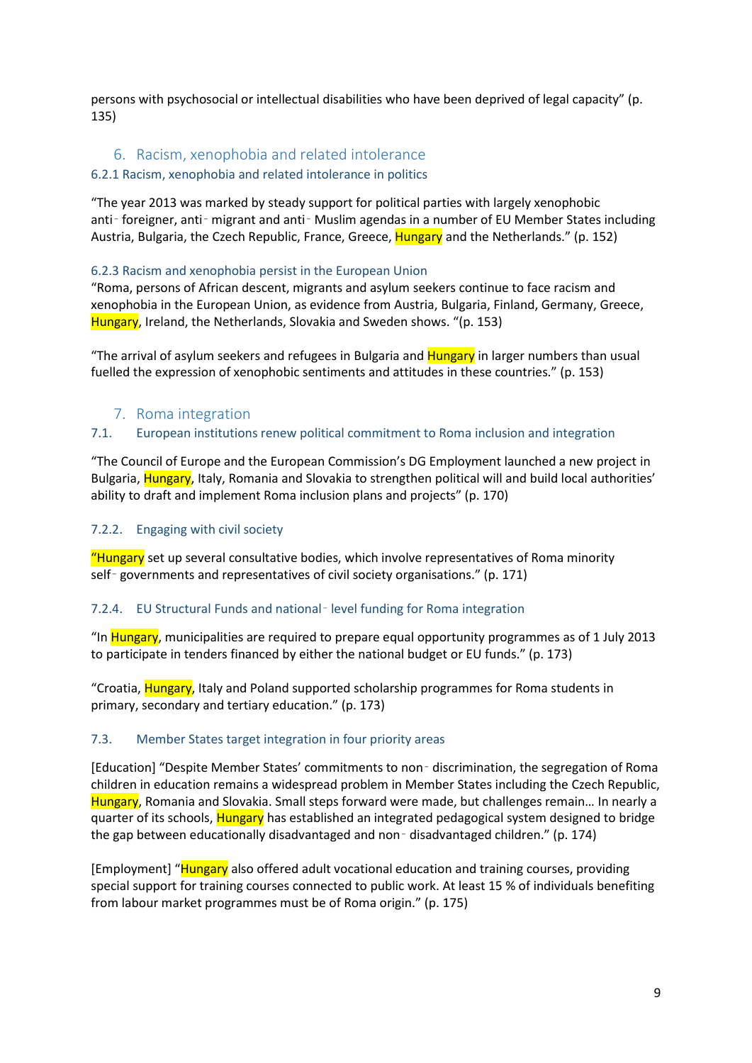persons with psychosocial or intellectual disabilities who have been deprived of legal capacity" (p. 135)

## 6. Racism, xenophobia and related intolerance

### 6.2.1 Racism, xenophobia and related intolerance in politics

"The year 2013 was marked by steady support for political parties with largely xenophobic anti‑ foreigner, anti‑ migrant and anti‑ Muslim agendas in a number of EU Member States including Austria, Bulgaria, the Czech Republic, France, Greece, Hungary and the Netherlands." (p. 152)

### 6.2.3 Racism and xenophobia persist in the European Union

"Roma, persons of African descent, migrants and asylum seekers continue to face racism and xenophobia in the European Union, as evidence from Austria, Bulgaria, Finland, Germany, Greece, Hungary, Ireland, the Netherlands, Slovakia and Sweden shows. "(p. 153)

"The arrival of asylum seekers and refugees in Bulgaria and Hungary in larger numbers than usual fuelled the expression of xenophobic sentiments and attitudes in these countries." (p. 153)

## 7. Roma integration

### 7.1. European institutions renew political commitment to Roma inclusion and integration

"The Council of Europe and the European Commission's DG Employment launched a new project in Bulgaria, Hungary, Italy, Romania and Slovakia to strengthen political will and build local authorities' ability to draft and implement Roma inclusion plans and projects" (p. 170)

### 7.2.2. Engaging with civil society

"Hungary set up several consultative bodies, which involve representatives of Roma minority self‑ governments and representatives of civil society organisations." (p. 171)

### 7.2.4. EU Structural Funds and national‑ level funding for Roma integration

"In Hungary, municipalities are required to prepare equal opportunity programmes as of 1 July 2013 to participate in tenders financed by either the national budget or EU funds." (p. 173)

"Croatia, Hungary, Italy and Poland supported scholarship programmes for Roma students in primary, secondary and tertiary education." (p. 173)

### 7.3. Member States target integration in four priority areas

[Education] "Despite Member States' commitments to non‑ discrimination, the segregation of Roma children in education remains a widespread problem in Member States including the Czech Republic, Hungary, Romania and Slovakia. Small steps forward were made, but challenges remain… In nearly a quarter of its schools, Hungary has established an integrated pedagogical system designed to bridge the gap between educationally disadvantaged and non‑ disadvantaged children." (p. 174)

[Employment] "Hungary also offered adult vocational education and training courses, providing special support for training courses connected to public work. At least 15 % of individuals benefiting from labour market programmes must be of Roma origin." (p. 175)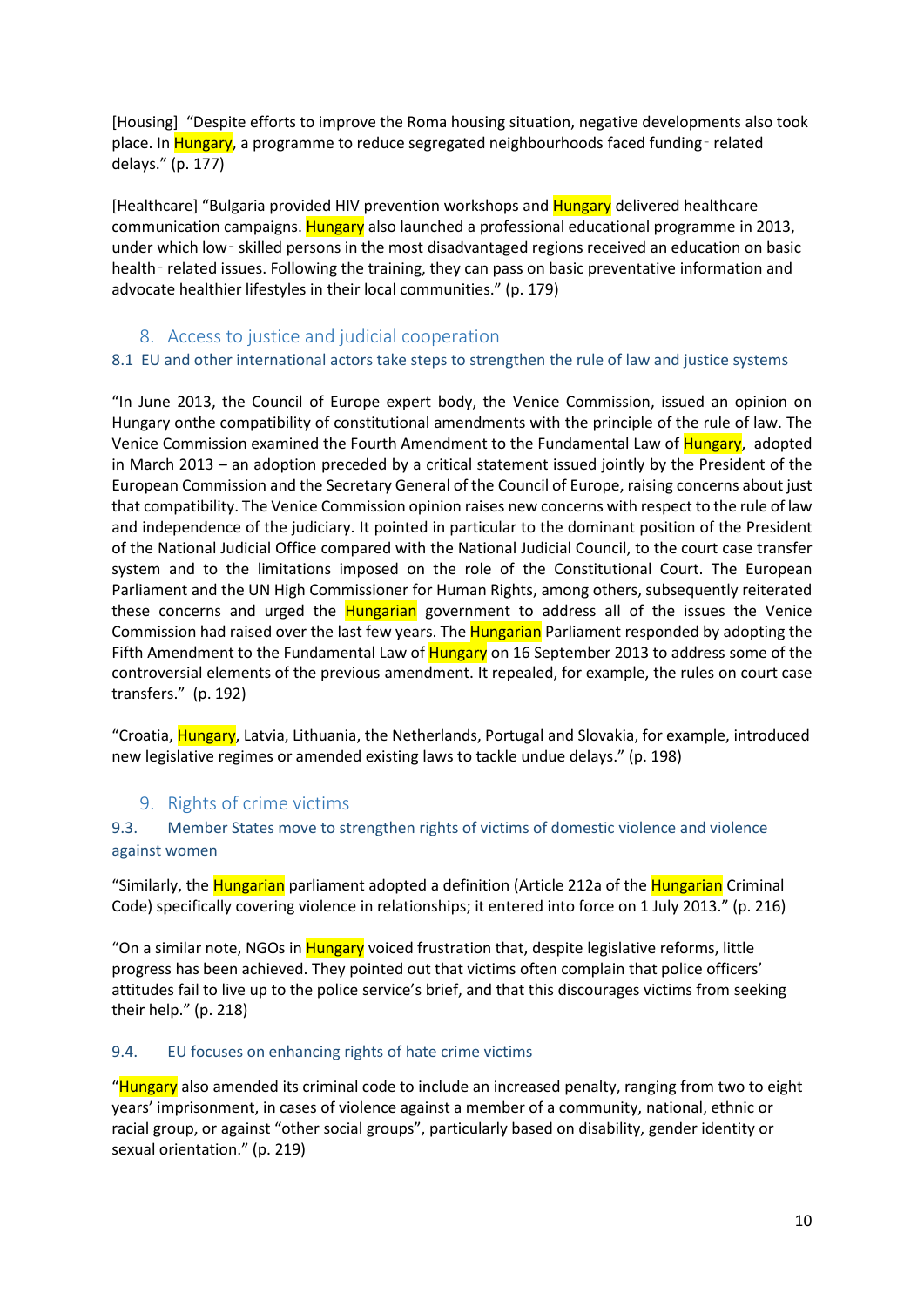[Housing] "Despite efforts to improve the Roma housing situation, negative developments also took place. In Hungary, a programme to reduce segregated neighbourhoods faced funding‐ related delays." (p. 177)

[Healthcare] "Bulgaria provided HIV prevention workshops and Hungary delivered healthcare communication campaigns. Hungary also launched a professional educational programme in 2013, under which low‐ skilled persons in the most disadvantaged regions received an education on basic health‐ related issues. Following the training, they can pass on basic preventative information and advocate healthier lifestyles in their local communities." (p. 179)

## 8. Access to justice and judicial cooperation

### 8.1 EU and other international actors take steps to strengthen the rule of law and justice systems

"In June 2013, the Council of Europe expert body, the Venice Commission, issued an opinion on Hungary onthe compatibility of constitutional amendments with the principle of the rule of law. The Venice Commission examined the Fourth Amendment to the Fundamental Law of Hungary, adopted in March 2013 – an adoption preceded by a critical statement issued jointly by the President of the European Commission and the Secretary General of the Council of Europe, raising concerns about just that compatibility. The Venice Commission opinion raises new concerns with respect to the rule of law and independence of the judiciary. It pointed in particular to the dominant position of the President of the National Judicial Office compared with the National Judicial Council, to the court case transfer system and to the limitations imposed on the role of the Constitutional Court. The European Parliament and the UN High Commissioner for Human Rights, among others, subsequently reiterated these concerns and urged the Hungarian government to address all of the issues the Venice Commission had raised over the last few years. The Hungarian Parliament responded by adopting the Fifth Amendment to the Fundamental Law of Hungary on 16 September 2013 to address some of the controversial elements of the previous amendment. It repealed, for example, the rules on court case transfers." (p. 192)

"Croatia, Hungary, Latvia, Lithuania, the Netherlands, Portugal and Slovakia, for example, introduced new legislative regimes or amended existing laws to tackle undue delays." (p. 198)

## 9. Rights of crime victims

### 9.3. Member States move to strengthen rights of victims of domestic violence and violence against women

"Similarly, the Hungarian parliament adopted a definition (Article 212a of the Hungarian Criminal Code) specifically covering violence in relationships; it entered into force on 1 July 2013." (p. 216)

"On a similar note, NGOs in Hungary voiced frustration that, despite legislative reforms, little progress has been achieved. They pointed out that victims often complain that police officers' attitudes fail to live up to the police service's brief, and that this discourages victims from seeking their help." (p. 218)

### 9.4. EU focuses on enhancing rights of hate crime victims

"Hungary also amended its criminal code to include an increased penalty, ranging from two to eight years' imprisonment, in cases of violence against a member of a community, national, ethnic or racial group, or against "other social groups", particularly based on disability, gender identity or sexual orientation." (p. 219)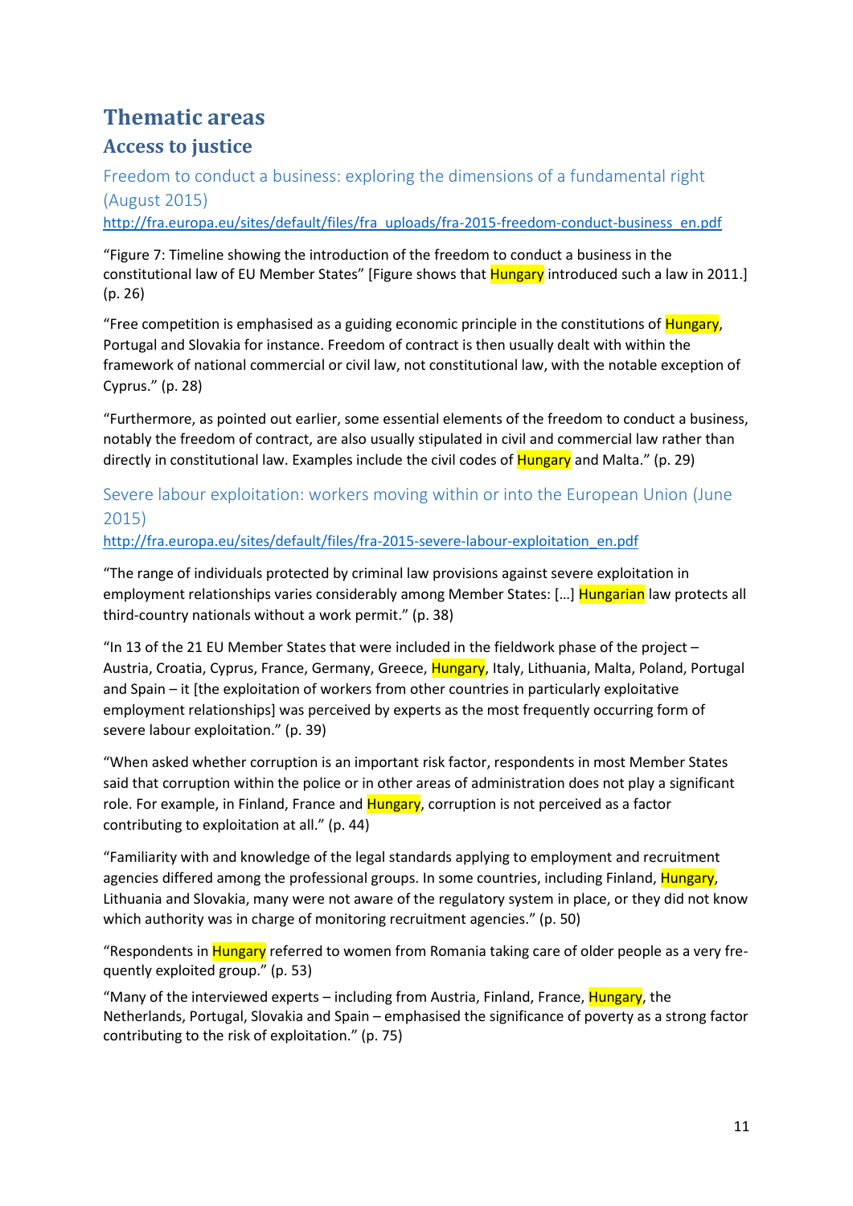# Thematic areas

## Access to justice

### Freedom to conduct a business: exploring the dimensions of a fundamental right (August 2015)

http://fra.europa.eu/sites/default/files/fra_uploads/fra-2015-freedom-conduct-business_en.pdf

"Figure 7: Timeline showing the introduction of the freedom to conduct a business in the constitutional law of EU Member States" [Figure shows that Hungary introduced such a law in 2011.] (p. 26)

"Free competition is emphasised as a guiding economic principle in the constitutions of Hungary, Portugal and Slovakia for instance. Freedom of contract is then usually dealt with within the framework of national commercial or civil law, not constitutional law, with the notable exception of Cyprus." (p. 28)

"Furthermore, as pointed out earlier, some essential elements of the freedom to conduct a business, notably the freedom of contract, are also usually stipulated in civil and commercial law rather than directly in constitutional law. Examples include the civil codes of Hungary and Malta." (p. 29)

### Severe labour exploitation: workers moving within or into the European Union (June 2015)

http://fra.europa.eu/sites/default/files/fra-2015-severe-labour-exploitation_en.pdf

"The range of individuals protected by criminal law provisions against severe exploitation in employment relationships varies considerably among Member States: […] Hungarian law protects all third-country nationals without a work permit." (p. 38)

"In 13 of the 21 EU Member States that were included in the fieldwork phase of the project – Austria, Croatia, Cyprus, France, Germany, Greece, Hungary, Italy, Lithuania, Malta, Poland, Portugal and Spain – it [the exploitation of workers from other countries in particularly exploitative employment relationships] was perceived by experts as the most frequently occurring form of severe labour exploitation." (p. 39)

"When asked whether corruption is an important risk factor, respondents in most Member States said that corruption within the police or in other areas of administration does not play a significant role. For example, in Finland, France and Hungary, corruption is not perceived as a factor contributing to exploitation at all." (p. 44)

"Familiarity with and knowledge of the legal standards applying to employment and recruitment agencies differed among the professional groups. In some countries, including Finland, Hungary, Lithuania and Slovakia, many were not aware of the regulatory system in place, or they did not know which authority was in charge of monitoring recruitment agencies." (p. 50)

"Respondents in Hungary referred to women from Romania taking care of older people as a very frequently exploited group." (p. 53)

"Many of the interviewed experts – including from Austria, Finland, France, Hungary, the Netherlands, Portugal, Slovakia and Spain – emphasised the significance of poverty as a strong factor contributing to the risk of exploitation." (p. 75)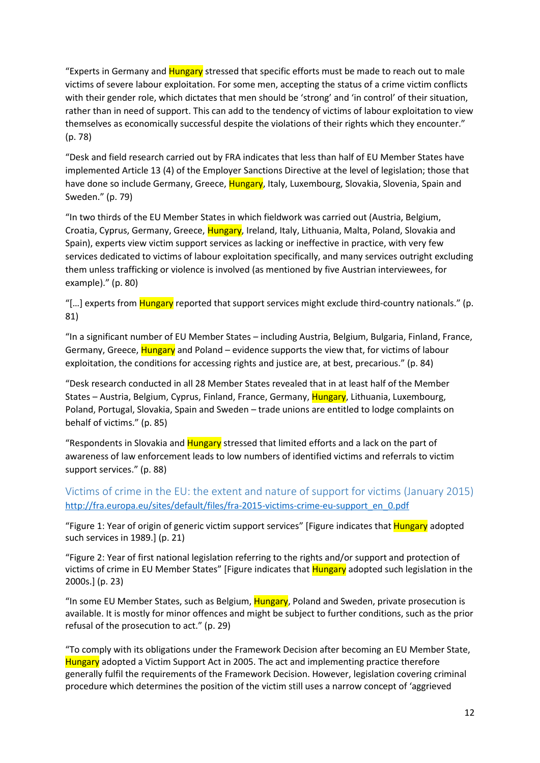"Experts in Germany and Hungary stressed that specific efforts must be made to reach out to male victims of severe labour exploitation. For some men, accepting the status of a crime victim conflicts with their gender role, which dictates that men should be 'strong' and 'in control' of their situation, rather than in need of support. This can add to the tendency of victims of labour exploitation to view themselves as economically successful despite the violations of their rights which they encounter." (p. 78)

"Desk and field research carried out by FRA indicates that less than half of EU Member States have implemented Article 13 (4) of the Employer Sanctions Directive at the level of legislation; those that have done so include Germany, Greece, Hungary, Italy, Luxembourg, Slovakia, Slovenia, Spain and Sweden." (p. 79)

"In two thirds of the EU Member States in which fieldwork was carried out (Austria, Belgium, Croatia, Cyprus, Germany, Greece, Hungary, Ireland, Italy, Lithuania, Malta, Poland, Slovakia and Spain), experts view victim support services as lacking or ineffective in practice, with very few services dedicated to victims of labour exploitation specifically, and many services outright excluding them unless trafficking or violence is involved (as mentioned by five Austrian interviewees, for example)." (p. 80)

"[…] experts from Hungary reported that support services might exclude third-country nationals." (p. 81)

"In a significant number of EU Member States – including Austria, Belgium, Bulgaria, Finland, France, Germany, Greece, Hungary and Poland – evidence supports the view that, for victims of labour exploitation, the conditions for accessing rights and justice are, at best, precarious." (p. 84)

"Desk research conducted in all 28 Member States revealed that in at least half of the Member States – Austria, Belgium, Cyprus, Finland, France, Germany, Hungary, Lithuania, Luxembourg, Poland, Portugal, Slovakia, Spain and Sweden – trade unions are entitled to lodge complaints on behalf of victims." (p. 85)

"Respondents in Slovakia and Hungary stressed that limited efforts and a lack on the part of awareness of law enforcement leads to low numbers of identified victims and referrals to victim support services." (p. 88)

## Victims of crime in the EU: the extent and nature of support for victims (January 2015)

http://fra.europa.eu/sites/default/files/fra-2015-victims-crime-eu-support_en_0.pdf

"Figure 1: Year of origin of generic victim support services" [Figure indicates that Hungary adopted such services in 1989.] (p. 21)

"Figure 2: Year of first national legislation referring to the rights and/or support and protection of victims of crime in EU Member States" [Figure indicates that Hungary adopted such legislation in the 2000s.] (p. 23)

"In some EU Member States, such as Belgium, Hungary, Poland and Sweden, private prosecution is available. It is mostly for minor offences and might be subject to further conditions, such as the prior refusal of the prosecution to act." (p. 29)

"To comply with its obligations under the Framework Decision after becoming an EU Member State, Hungary adopted a Victim Support Act in 2005. The act and implementing practice therefore generally fulfil the requirements of the Framework Decision. However, legislation covering criminal procedure which determines the position of the victim still uses a narrow concept of 'aggrieved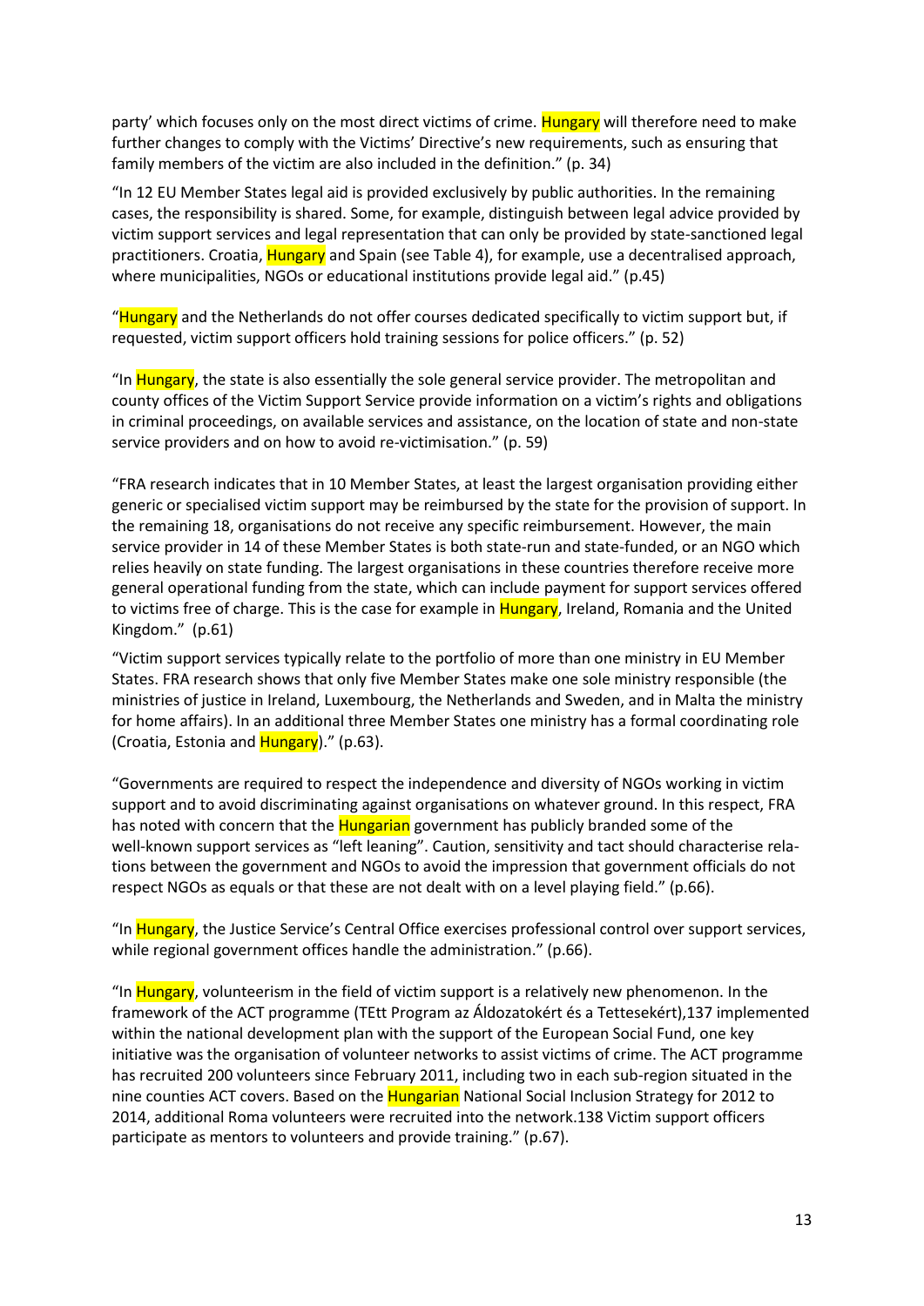party' which focuses only on the most direct victims of crime. Hungary will therefore need to make further changes to comply with the Victims' Directive's new requirements, such as ensuring that family members of the victim are also included in the definition." (p. 34)

"In 12 EU Member States legal aid is provided exclusively by public authorities. In the remaining cases, the responsibility is shared. Some, for example, distinguish between legal advice provided by victim support services and legal representation that can only be provided by state-sanctioned legal practitioners. Croatia, Hungary and Spain (see Table 4), for example, use a decentralised approach, where municipalities, NGOs or educational institutions provide legal aid." (p.45)

"Hungary and the Netherlands do not offer courses dedicated specifically to victim support but, if requested, victim support officers hold training sessions for police officers." (p. 52)

"In Hungary, the state is also essentially the sole general service provider. The metropolitan and county offices of the Victim Support Service provide information on a victim's rights and obligations in criminal proceedings, on available services and assistance, on the location of state and non-state service providers and on how to avoid re-victimisation." (p. 59)

"FRA research indicates that in 10 Member States, at least the largest organisation providing either generic or specialised victim support may be reimbursed by the state for the provision of support. In the remaining 18, organisations do not receive any specific reimbursement. However, the main service provider in 14 of these Member States is both state-run and state-funded, or an NGO which relies heavily on state funding. The largest organisations in these countries therefore receive more general operational funding from the state, which can include payment for support services offered to victims free of charge. This is the case for example in Hungary, Ireland, Romania and the United Kingdom." (p.61)

"Victim support services typically relate to the portfolio of more than one ministry in EU Member States. FRA research shows that only five Member States make one sole ministry responsible (the ministries of justice in Ireland, Luxembourg, the Netherlands and Sweden, and in Malta the ministry for home affairs). In an additional three Member States one ministry has a formal coordinating role (Croatia, Estonia and Hungary)." (p.63).

"Governments are required to respect the independence and diversity of NGOs working in victim support and to avoid discriminating against organisations on whatever ground. In this respect, FRA has noted with concern that the Hungarian government has publicly branded some of the well-known support services as "left leaning". Caution, sensitivity and tact should characterise relations between the government and NGOs to avoid the impression that government officials do not respect NGOs as equals or that these are not dealt with on a level playing field." (p.66).

"In Hungary, the Justice Service's Central Office exercises professional control over support services, while regional government offices handle the administration." (p.66).

"In Hungary, volunteerism in the field of victim support is a relatively new phenomenon. In the framework of the ACT programme (TEtt Program az Áldozatokért és a Tettesekért),137 implemented within the national development plan with the support of the European Social Fund, one key initiative was the organisation of volunteer networks to assist victims of crime. The ACT programme has recruited 200 volunteers since February 2011, including two in each sub-region situated in the nine counties ACT covers. Based on the Hungarian National Social Inclusion Strategy for 2012 to 2014, additional Roma volunteers were recruited into the network.138 Victim support officers participate as mentors to volunteers and provide training." (p.67).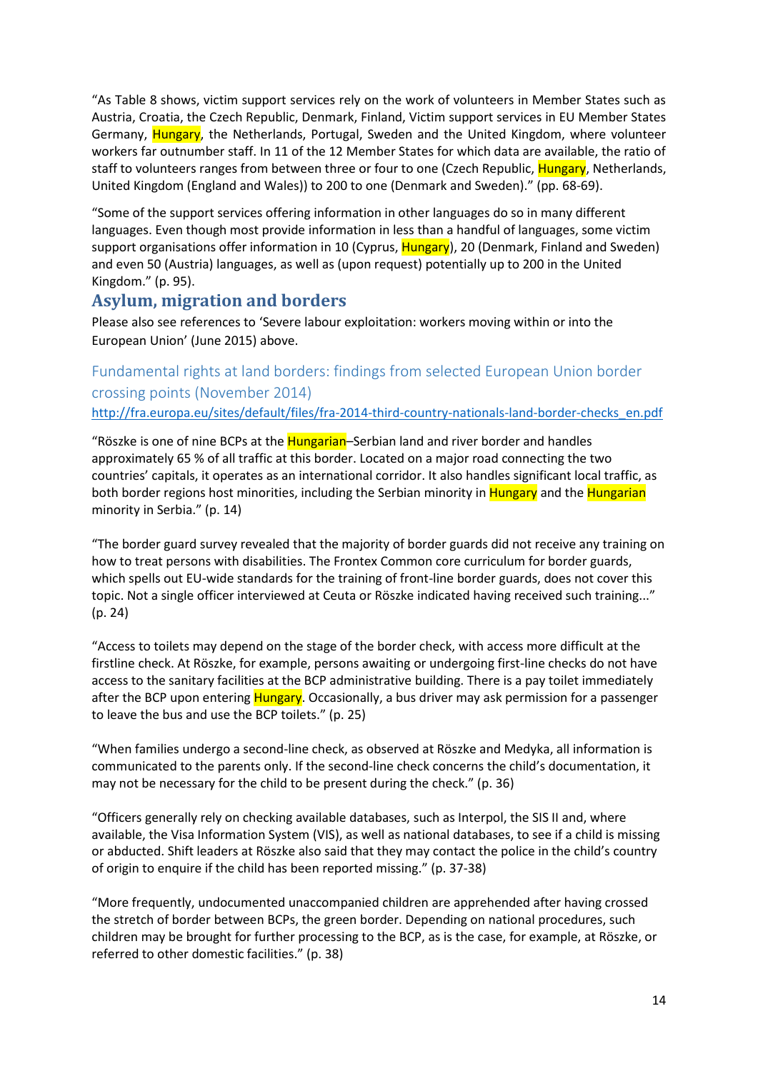"As Table 8 shows, victim support services rely on the work of volunteers in Member States such as Austria, Croatia, the Czech Republic, Denmark, Finland, Victim support services in EU Member States Germany, Hungary, the Netherlands, Portugal, Sweden and the United Kingdom, where volunteer workers far outnumber staff. In 11 of the 12 Member States for which data are available, the ratio of staff to volunteers ranges from between three or four to one (Czech Republic, Hungary, Netherlands, United Kingdom (England and Wales)) to 200 to one (Denmark and Sweden)." (pp. 68-69).

"Some of the support services offering information in other languages do so in many different languages. Even though most provide information in less than a handful of languages, some victim support organisations offer information in 10 (Cyprus, Hungary), 20 (Denmark, Finland and Sweden) and even 50 (Austria) languages, as well as (upon request) potentially up to 200 in the United Kingdom." (p. 95).

## Asylum, migration and borders

Please also see references to 'Severe labour exploitation: workers moving within or into the European Union' (June 2015) above.

### Fundamental rights at land borders: findings from selected European Union border crossing points (November 2014)

http://fra.europa.eu/sites/default/files/fra-2014-third-country-nationals-land-border-checks_en.pdf

"Röszke is one of nine BCPs at the Hungarian–Serbian land and river border and handles approximately 65 % of all traffic at this border. Located on a major road connecting the two countries' capitals, it operates as an international corridor. It also handles significant local traffic, as both border regions host minorities, including the Serbian minority in Hungary and the Hungarian minority in Serbia." (p. 14)

"The border guard survey revealed that the majority of border guards did not receive any training on how to treat persons with disabilities. The Frontex Common core curriculum for border guards, which spells out EU-wide standards for the training of front-line border guards, does not cover this topic. Not a single officer interviewed at Ceuta or Röszke indicated having received such training..." (p. 24)

"Access to toilets may depend on the stage of the border check, with access more difficult at the firstline check. At Röszke, for example, persons awaiting or undergoing first-line checks do not have access to the sanitary facilities at the BCP administrative building. There is a pay toilet immediately after the BCP upon entering Hungary. Occasionally, a bus driver may ask permission for a passenger to leave the bus and use the BCP toilets." (p. 25)

"When families undergo a second-line check, as observed at Röszke and Medyka, all information is communicated to the parents only. If the second-line check concerns the child's documentation, it may not be necessary for the child to be present during the check." (p. 36)

"Officers generally rely on checking available databases, such as Interpol, the SIS II and, where available, the Visa Information System (VIS), as well as national databases, to see if a child is missing or abducted. Shift leaders at Röszke also said that they may contact the police in the child's country of origin to enquire if the child has been reported missing." (p. 37-38)

"More frequently, undocumented unaccompanied children are apprehended after having crossed the stretch of border between BCPs, the green border. Depending on national procedures, such children may be brought for further processing to the BCP, as is the case, for example, at Röszke, or referred to other domestic facilities." (p. 38)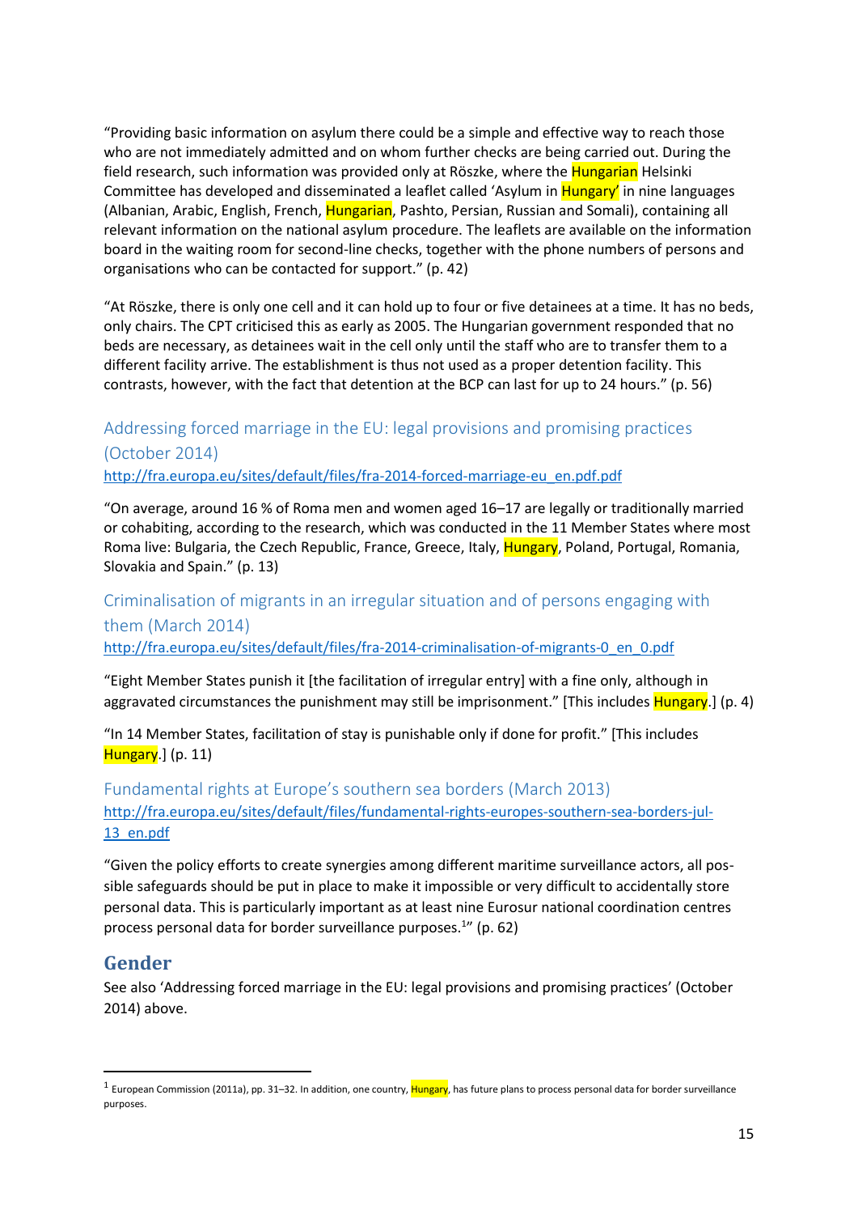"Providing basic information on asylum there could be a simple and effective way to reach those who are not immediately admitted and on whom further checks are being carried out. During the field research, such information was provided only at Röszke, where the Hungarian Helsinki Committee has developed and disseminated a leaflet called 'Asylum in Hungary' in nine languages (Albanian, Arabic, English, French, Hungarian, Pashto, Persian, Russian and Somali), containing all relevant information on the national asylum procedure. The leaflets are available on the information board in the waiting room for second-line checks, together with the phone numbers of persons and organisations who can be contacted for support." (p. 42)

"At Röszke, there is only one cell and it can hold up to four or five detainees at a time. It has no beds, only chairs. The CPT criticised this as early as 2005. The Hungarian government responded that no beds are necessary, as detainees wait in the cell only until the staff who are to transfer them to a different facility arrive. The establishment is thus not used as a proper detention facility. This contrasts, however, with the fact that detention at the BCP can last for up to 24 hours." (p. 56)

### Addressing forced marriage in the EU: legal provisions and promising practices (October 2014)

http://fra.europa.eu/sites/default/files/fra-2014-forced-marriage-eu_en.pdf.pdf

"On average, around 16 % of Roma men and women aged 16–17 are legally or traditionally married or cohabiting, according to the research, which was conducted in the 11 Member States where most Roma live: Bulgaria, the Czech Republic, France, Greece, Italy, Hungary, Poland, Portugal, Romania, Slovakia and Spain." (p. 13)

### Criminalisation of migrants in an irregular situation and of persons engaging with them (March 2014)

http://fra.europa.eu/sites/default/files/fra-2014-criminalisation-of-migrants-0_en_0.pdf

"Eight Member States punish it [the facilitation of irregular entry] with a fine only, although in aggravated circumstances the punishment may still be imprisonment." [This includes Hungary.] (p. 4)

"In 14 Member States, facilitation of stay is punishable only if done for profit." [This includes Hungary.] (p. 11)

### Fundamental rights at Europe's southern sea borders (March 2013)

http://fra.europa.eu/sites/default/files/fundamental-rights-europes-southern-sea-borders-jul-13_en.pdf

"Given the policy efforts to create synergies among different maritime surveillance actors, all possible safeguards should be put in place to make it impossible or very difficult to accidentally store personal data. This is particularly important as at least nine Eurosur national coordination centres process personal data for border surveillance purposes.[1]" (p. 62)

## Gender

See also 'Addressing forced marriage in the EU: legal provisions and promising practices' (October 2014) above.

[1] European Commission (2011a), pp. 31–32. In addition, one country, Hungary, has future plans to process personal data for border surveillance purposes.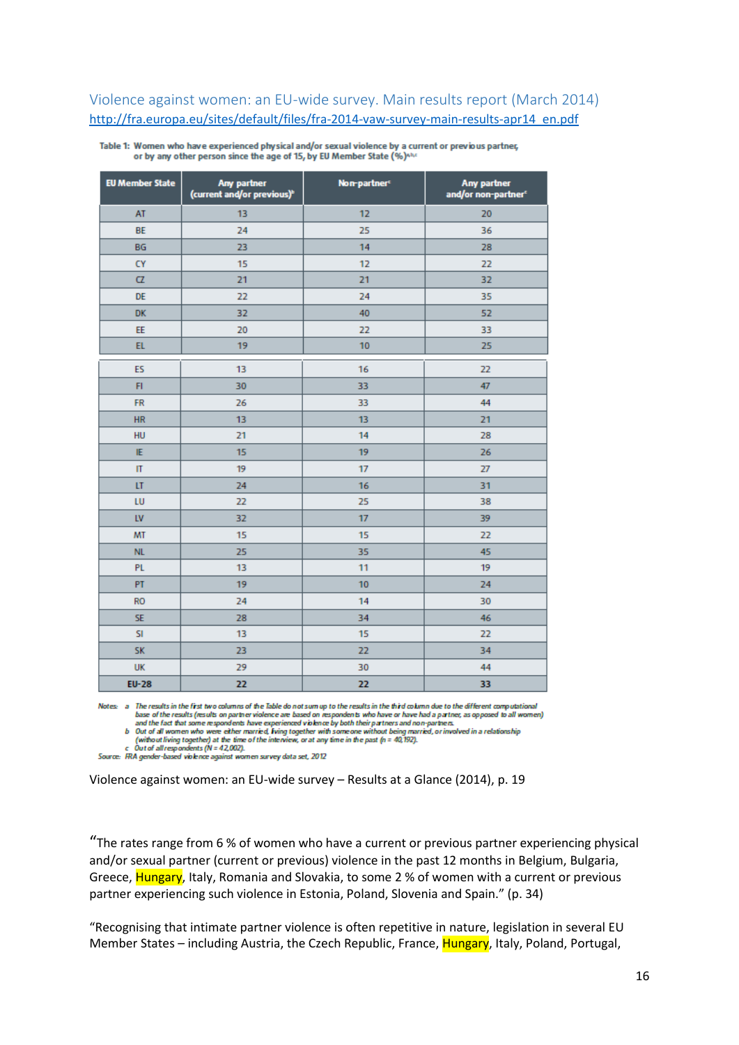Violence against women: an EU-wide survey. Main results report (March 2014)
http://fra.europa.eu/sites/default/files/fra-2014-vaw-survey-main-results-apr14_en.pdf

Table 1: Women who have experienced physical and/or sexual violence by a current or previous partner, or by any other person since the age of 15, by EU Member State (%)[a,b,c]

| EU Member State | Any partner (current and/or previous)[b] | Non-partner[c] | Any partner and/or non-partner[c] |
|---|---|---|---|
| AT | 13 | 12 | 20 |
| BE | 24 | 25 | 36 |
| BG | 23 | 14 | 28 |
| CY | 15 | 12 | 22 |
| CZ | 21 | 21 | 32 |
| DE | 22 | 24 | 35 |
| DK | 32 | 40 | 52 |
| EE | 20 | 22 | 33 |
| EL | 19 | 10 | 25 |
| ES | 13 | 16 | 22 |
| FI | 30 | 33 | 47 |
| FR | 26 | 33 | 44 |
| HR | 13 | 13 | 21 |
| HU | 21 | 14 | 28 |
| IE | 15 | 19 | 26 |
| IT | 19 | 17 | 27 |
| LT | 24 | 16 | 31 |
| LU | 22 | 25 | 38 |
| LV | 32 | 17 | 39 |
| MT | 15 | 15 | 22 |
| NL | 25 | 35 | 45 |
| PL | 13 | 11 | 19 |
| PT | 19 | 10 | 24 |
| RO | 24 | 14 | 30 |
| SE | 28 | 34 | 46 |
| SI | 13 | 15 | 22 |
| SK | 23 | 22 | 34 |
| UK | 29 | 30 | 44 |
| **EU-28** | **22** | **22** | **33** |

Notes: a The results in the first two columns of the Table do not sum up to the results in the third column due to the different computational base of the results (results on partner violence are based on respondents who have or have had a partner, as opposed to all women) and the fact that some respondents have experienced violence by both their partners and non-partners.
b Out of all women who were either married, living together with someone without being married, or involved in a relationship (without living together) at the time of the interview, or at any time in the past (n = 40,192).
c Out of all respondents (N = 42,002).
Source: FRA gender-based violence against women survey data set, 2012

Violence against women: an EU-wide survey – Results at a Glance (2014), p. 19

"The rates range from 6 % of women who have a current or previous partner experiencing physical and/or sexual partner (current or previous) violence in the past 12 months in Belgium, Bulgaria, Greece, Hungary, Italy, Romania and Slovakia, to some 2 % of women with a current or previous partner experiencing such violence in Estonia, Poland, Slovenia and Spain." (p. 34)

"Recognising that intimate partner violence is often repetitive in nature, legislation in several EU Member States – including Austria, the Czech Republic, France, Hungary, Italy, Poland, Portugal,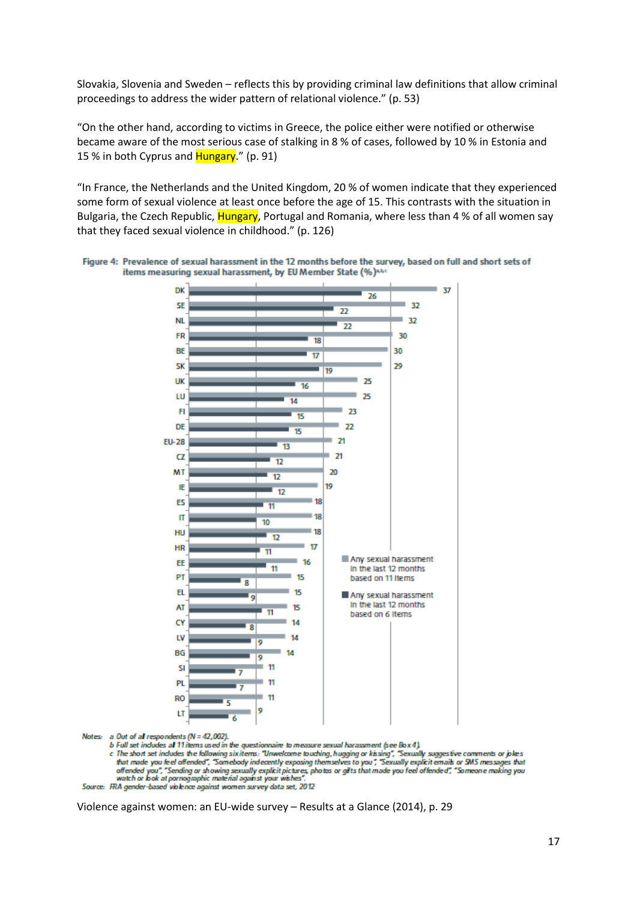Slovakia, Slovenia and Sweden – reflects this by providing criminal law definitions that allow criminal proceedings to address the wider pattern of relational violence." (p. 53)

"On the other hand, according to victims in Greece, the police either were notified or otherwise became aware of the most serious case of stalking in 8 % of cases, followed by 10 % in Estonia and 15 % in both Cyprus and Hungary." (p. 91)

"In France, the Netherlands and the United Kingdom, 20 % of women indicate that they experienced some form of sexual violence at least once before the age of 15. This contrasts with the situation in Bulgaria, the Czech Republic, Hungary, Portugal and Romania, where less than 4 % of all women say that they faced sexual violence in childhood." (p. 126)

**Figure 4: Prevalence of sexual harassment in the 12 months before the survey, based on full and short sets of items measuring sexual harassment, by EU Member State (%)[a,b,c]**

| Member State | Any sexual harassment in the last 12 months based on 11 items | Any sexual harassment in the last 12 months based on 6 items |
|---|---|---|
| DK | 37 | 26 |
| SE | 32 | 22 |
| NL | 32 | 22 |
| FR | 30 | 18 |
| BE | 30 | 17 |
| SK | 29 | 19 |
| UK | 25 | 16 |
| LU | 25 | 14 |
| FI | 23 | 15 |
| DE | 22 | 15 |
| EU-28 | 21 | 13 |
| CZ | 21 | 12 |
| MT | 20 | 12 |
| IE | 19 | 12 |
| ES | 18 | 11 |
| IT | 18 | 10 |
| HU | 18 | 12 |
| HR | 17 | 11 |
| EE | 16 | 11 |
| PT | 15 | 8 |
| EL | 15 | 9 |
| AT | 15 | 11 |
| CY | 14 | 8 |
| LV | 14 | 9 |
| BG | 14 | 9 |
| SI | 11 | 7 |
| PL | 11 | 7 |
| RO | 11 | 5 |
| LT | 9 | 6 |

Notes: a Out of all respondents (N = 42,002).
b Full set includes all 11 items used in the questionnaire to measure sexual harassment (see Box 4).
c The short set includes the following six items: "Unwelcome touching, hugging or kissing", "Sexually suggestive comments or jokes that made you feel offended", "Somebody indecently exposing themselves to you", "Sexually explicit emails or SMS messages that offended you", "Sending or showing sexually explicit pictures, photos or gifts that made you feel offended", "Someone making you watch or look at pornographic material against your wishes".

Source: FRA gender-based violence against women survey data set, 2012

Violence against women: an EU-wide survey – Results at a Glance (2014), p. 29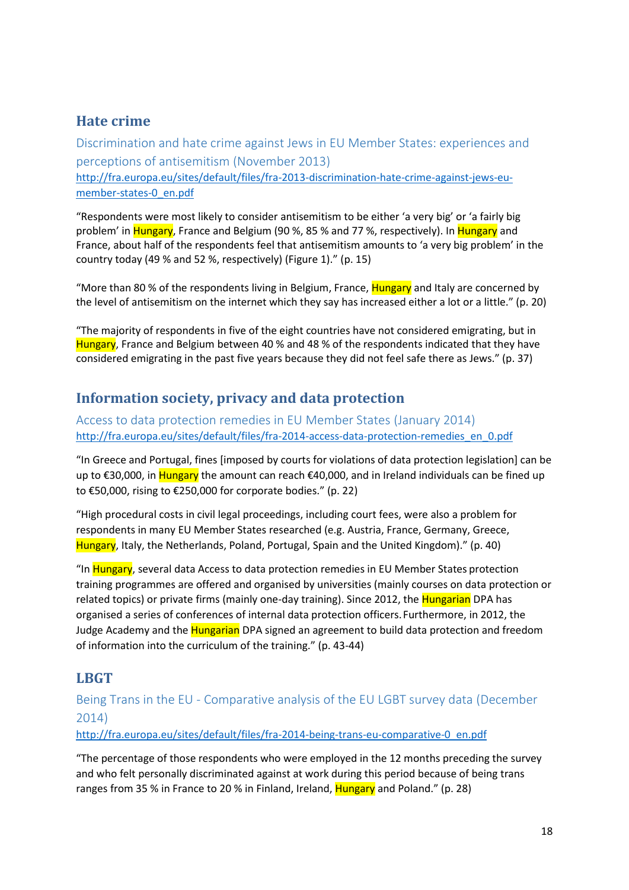## Hate crime

### Discrimination and hate crime against Jews in EU Member States: experiences and perceptions of antisemitism (November 2013)

http://fra.europa.eu/sites/default/files/fra-2013-discrimination-hate-crime-against-jews-eu-member-states-0_en.pdf

"Respondents were most likely to consider antisemitism to be either 'a very big' or 'a fairly big problem' in Hungary, France and Belgium (90 %, 85 % and 77 %, respectively). In Hungary and France, about half of the respondents feel that antisemitism amounts to 'a very big problem' in the country today (49 % and 52 %, respectively) (Figure 1)." (p. 15)

"More than 80 % of the respondents living in Belgium, France, Hungary and Italy are concerned by the level of antisemitism on the internet which they say has increased either a lot or a little." (p. 20)

"The majority of respondents in five of the eight countries have not considered emigrating, but in Hungary, France and Belgium between 40 % and 48 % of the respondents indicated that they have considered emigrating in the past five years because they did not feel safe there as Jews." (p. 37)

## Information society, privacy and data protection

### Access to data protection remedies in EU Member States (January 2014)

http://fra.europa.eu/sites/default/files/fra-2014-access-data-protection-remedies_en_0.pdf

"In Greece and Portugal, fines [imposed by courts for violations of data protection legislation] can be up to €30,000, in Hungary the amount can reach €40,000, and in Ireland individuals can be fined up to €50,000, rising to €250,000 for corporate bodies." (p. 22)

"High procedural costs in civil legal proceedings, including court fees, were also a problem for respondents in many EU Member States researched (e.g. Austria, France, Germany, Greece, Hungary, Italy, the Netherlands, Poland, Portugal, Spain and the United Kingdom)." (p. 40)

"In Hungary, several data Access to data protection remedies in EU Member States protection training programmes are offered and organised by universities (mainly courses on data protection or related topics) or private firms (mainly one-day training). Since 2012, the Hungarian DPA has organised a series of conferences of internal data protection officers. Furthermore, in 2012, the Judge Academy and the Hungarian DPA signed an agreement to build data protection and freedom of information into the curriculum of the training." (p. 43-44)

## LBGT

### Being Trans in the EU - Comparative analysis of the EU LGBT survey data (December 2014)

http://fra.europa.eu/sites/default/files/fra-2014-being-trans-eu-comparative-0_en.pdf

"The percentage of those respondents who were employed in the 12 months preceding the survey and who felt personally discriminated against at work during this period because of being trans ranges from 35 % in France to 20 % in Finland, Ireland, Hungary and Poland." (p. 28)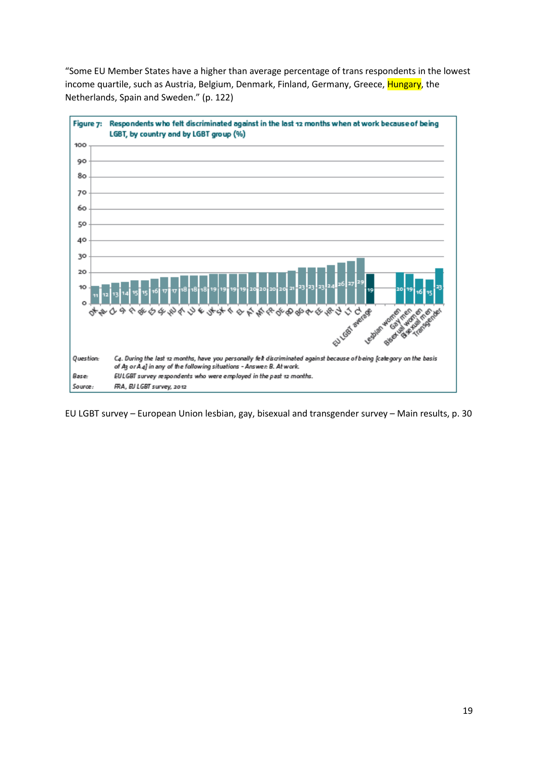"Some EU Member States have a higher than average percentage of trans respondents in the lowest income quartile, such as Austria, Belgium, Denmark, Finland, Germany, Greece, Hungary, the Netherlands, Spain and Sweden." (p. 122)

**Figure 7: Respondents who felt discriminated against in the last 12 months when at work because of being LGBT, by country and by LGBT group (%)**

| Country / Group | % |
|---|---|
| DK | 11 |
| NL | 12 |
| CZ | 13 |
| SI | 14 |
| FI | 15 |
| BE | 15 |
| ES | 16 |
| SE | 17 |
| HU | 17 |
| PT | 18 |
| LU | 18 |
| IE | 18 |
| UK | 19 |
| SK | 19 |
| IT | 19 |
| EL | 19 |
| AT | 20 |
| MT | 20 |
| FR | 20 |
| DE | 20 |
| RO | 21 |
| BG | 23 |
| PL | 23 |
| EE | 23 |
| HR | 24 |
| LV | 26 |
| LT | 27 |
| CY | 29 |
| EU LGBT average | 19 |
| Lesbian women | 20 |
| Gay men | 19 |
| Bisexual women | 16 |
| Bisexual men | 15 |
| Transgender | 23 |

Question: *C4. During the last 12 months, have you personally felt discriminated against because of being [category on the basis of A3 or A4] in any of the following situations - Answer: B. At work.*

Base: *EU LGBT survey respondents who were employed in the past 12 months.*

Source: *FRA, EU LGBT survey, 2012*

EU LGBT survey – European Union lesbian, gay, bisexual and transgender survey – Main results, p. 30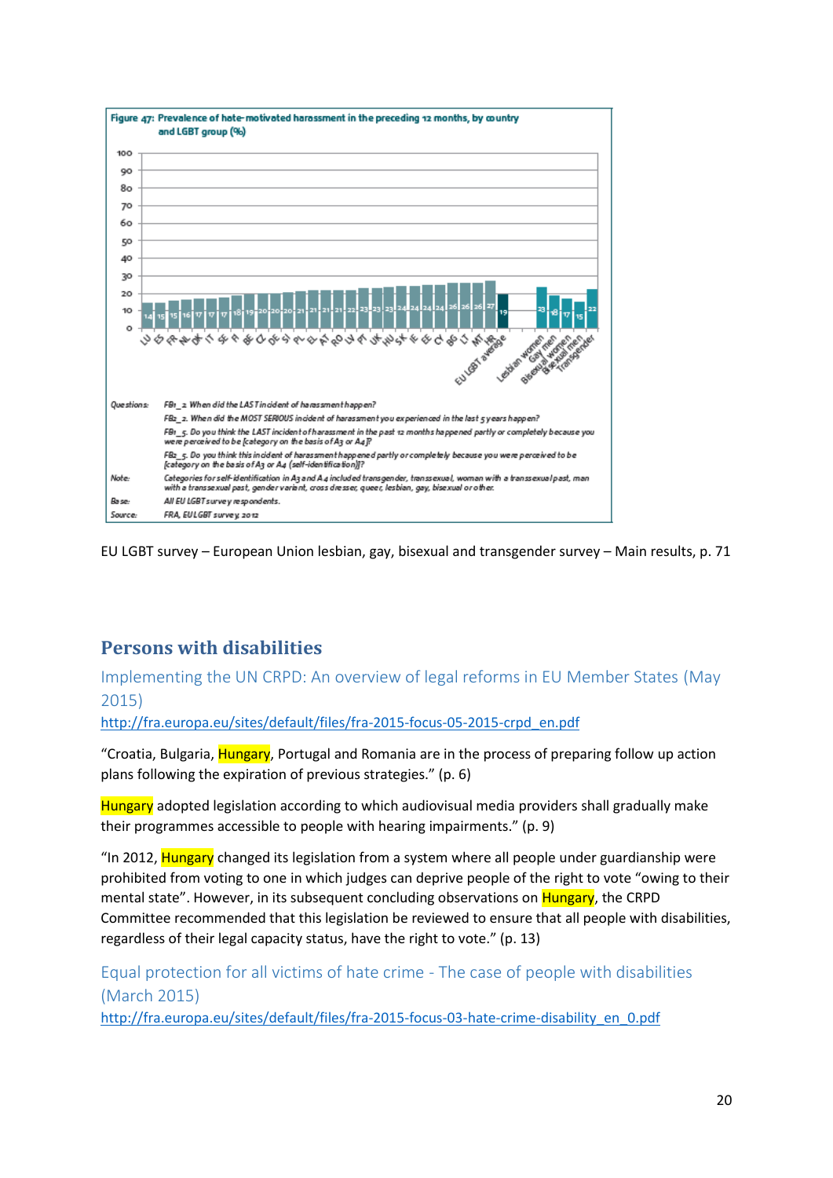**Figure 47: Prevalence of hate-motivated harassment in the preceding 12 months, by country and LGBT group (%)**

| LU | ES | FR | NL | DK | IT | SE | FI | BE | CZ | DE | SI | PL | EL | AT | RO | LV | PT | UK | HU | SK | IE | EE | CY | BG | LT | MT | HR | EU LGBT average | Lesbian women | Gay men | Bisexual women | Bisexual men | Transgender |
|---|---|---|---|---|---|---|---|---|---|---|---|---|---|---|---|---|---|---|---|---|---|---|---|---|---|---|---|---|---|---|---|---|---|
| 14 | 15 | 15 | 16 | 17 | 17 | 17 | 18 | 19 | 20 | 20 | 20 | 21 | 21 | 21 | 21 | 22 | 23 | 23 | 23 | 24 | 24 | 24 | 24 | 26 | 26 | 26 | 27 | 19 | 23 | 18 | 17 | 15 | 22 |

Questions: FB1_2. When did the LAST incident of harassment happen?
FB2_2. When did the MOST SERIOUS incident of harassment you experienced in the last 5 years happen?
FB1_5. Do you think the LAST incident of harassment in the past 12 months happened partly or completely because you were perceived to be [category on the basis of A3 or A4]?
FB2_5. Do you think this incident of harassment happened partly or completely because you were perceived to be [category on the basis of A3 or A4 (self-identification)]?

Note: Categories for self-identification in A3 and A4 included transgender, transsexual, woman with a transsexual past, man with a transsexual past, gender variant, cross dresser, queer, lesbian, gay, bisexual or other.

Base: All EU LGBT survey respondents.

Source: FRA, EU LGBT survey, 2012

EU LGBT survey – European Union lesbian, gay, bisexual and transgender survey – Main results, p. 71

## Persons with disabilities

### Implementing the UN CRPD: An overview of legal reforms in EU Member States (May 2015)

http://fra.europa.eu/sites/default/files/fra-2015-focus-05-2015-crpd_en.pdf

"Croatia, Bulgaria, Hungary, Portugal and Romania are in the process of preparing follow up action plans following the expiration of previous strategies." (p. 6)

Hungary adopted legislation according to which audiovisual media providers shall gradually make their programmes accessible to people with hearing impairments." (p. 9)

"In 2012, Hungary changed its legislation from a system where all people under guardianship were prohibited from voting to one in which judges can deprive people of the right to vote "owing to their mental state". However, in its subsequent concluding observations on Hungary, the CRPD Committee recommended that this legislation be reviewed to ensure that all people with disabilities, regardless of their legal capacity status, have the right to vote." (p. 13)

### Equal protection for all victims of hate crime - The case of people with disabilities (March 2015)

http://fra.europa.eu/sites/default/files/fra-2015-focus-03-hate-crime-disability_en_0.pdf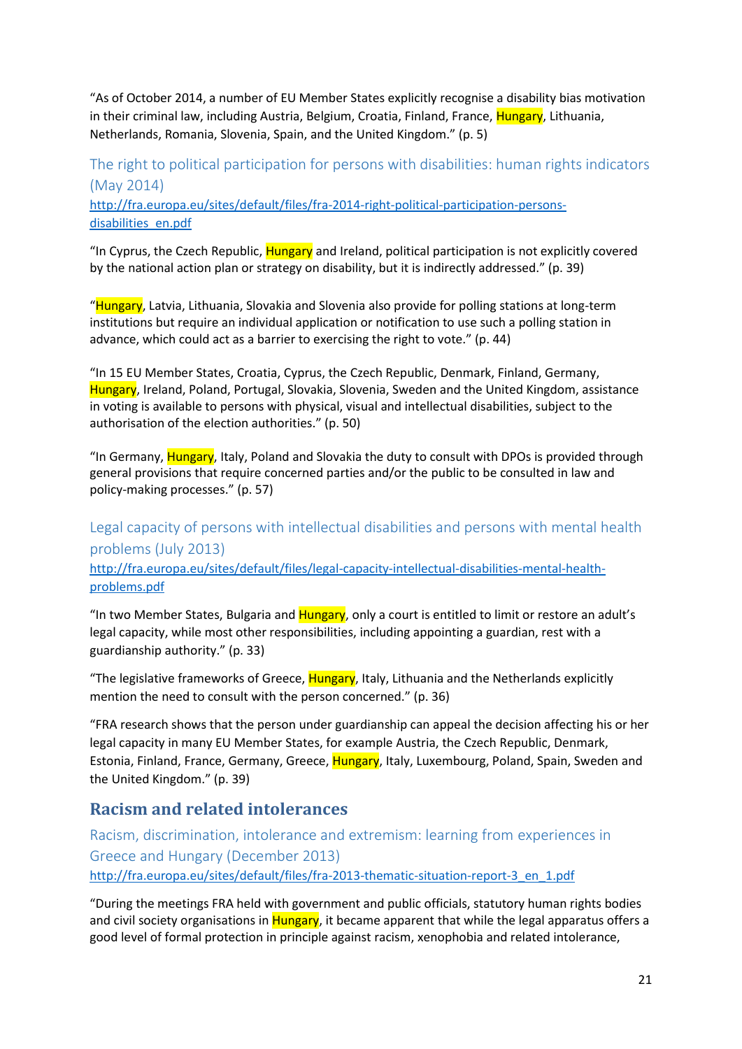“As of October 2014, a number of EU Member States explicitly recognise a disability bias motivation in their criminal law, including Austria, Belgium, Croatia, Finland, France, Hungary, Lithuania, Netherlands, Romania, Slovenia, Spain, and the United Kingdom.” (p. 5)

### The right to political participation for persons with disabilities: human rights indicators (May 2014)

http://fra.europa.eu/sites/default/files/fra-2014-right-political-participation-persons-disabilities_en.pdf

“In Cyprus, the Czech Republic, Hungary and Ireland, political participation is not explicitly covered by the national action plan or strategy on disability, but it is indirectly addressed.” (p. 39)

“Hungary, Latvia, Lithuania, Slovakia and Slovenia also provide for polling stations at long-term institutions but require an individual application or notification to use such a polling station in advance, which could act as a barrier to exercising the right to vote.” (p. 44)

“In 15 EU Member States, Croatia, Cyprus, the Czech Republic, Denmark, Finland, Germany, Hungary, Ireland, Poland, Portugal, Slovakia, Slovenia, Sweden and the United Kingdom, assistance in voting is available to persons with physical, visual and intellectual disabilities, subject to the authorisation of the election authorities.” (p. 50)

“In Germany, Hungary, Italy, Poland and Slovakia the duty to consult with DPOs is provided through general provisions that require concerned parties and/or the public to be consulted in law and policy-making processes.” (p. 57)

### Legal capacity of persons with intellectual disabilities and persons with mental health problems (July 2013)

http://fra.europa.eu/sites/default/files/legal-capacity-intellectual-disabilities-mental-health-problems.pdf

“In two Member States, Bulgaria and Hungary, only a court is entitled to limit or restore an adult’s legal capacity, while most other responsibilities, including appointing a guardian, rest with a guardianship authority.” (p. 33)

“The legislative frameworks of Greece, Hungary, Italy, Lithuania and the Netherlands explicitly mention the need to consult with the person concerned.” (p. 36)

“FRA research shows that the person under guardianship can appeal the decision affecting his or her legal capacity in many EU Member States, for example Austria, the Czech Republic, Denmark, Estonia, Finland, France, Germany, Greece, Hungary, Italy, Luxembourg, Poland, Spain, Sweden and the United Kingdom.” (p. 39)

## Racism and related intolerances

### Racism, discrimination, intolerance and extremism: learning from experiences in Greece and Hungary (December 2013)

http://fra.europa.eu/sites/default/files/fra-2013-thematic-situation-report-3_en_1.pdf

“During the meetings FRA held with government and public officials, statutory human rights bodies and civil society organisations in Hungary, it became apparent that while the legal apparatus offers a good level of formal protection in principle against racism, xenophobia and related intolerance,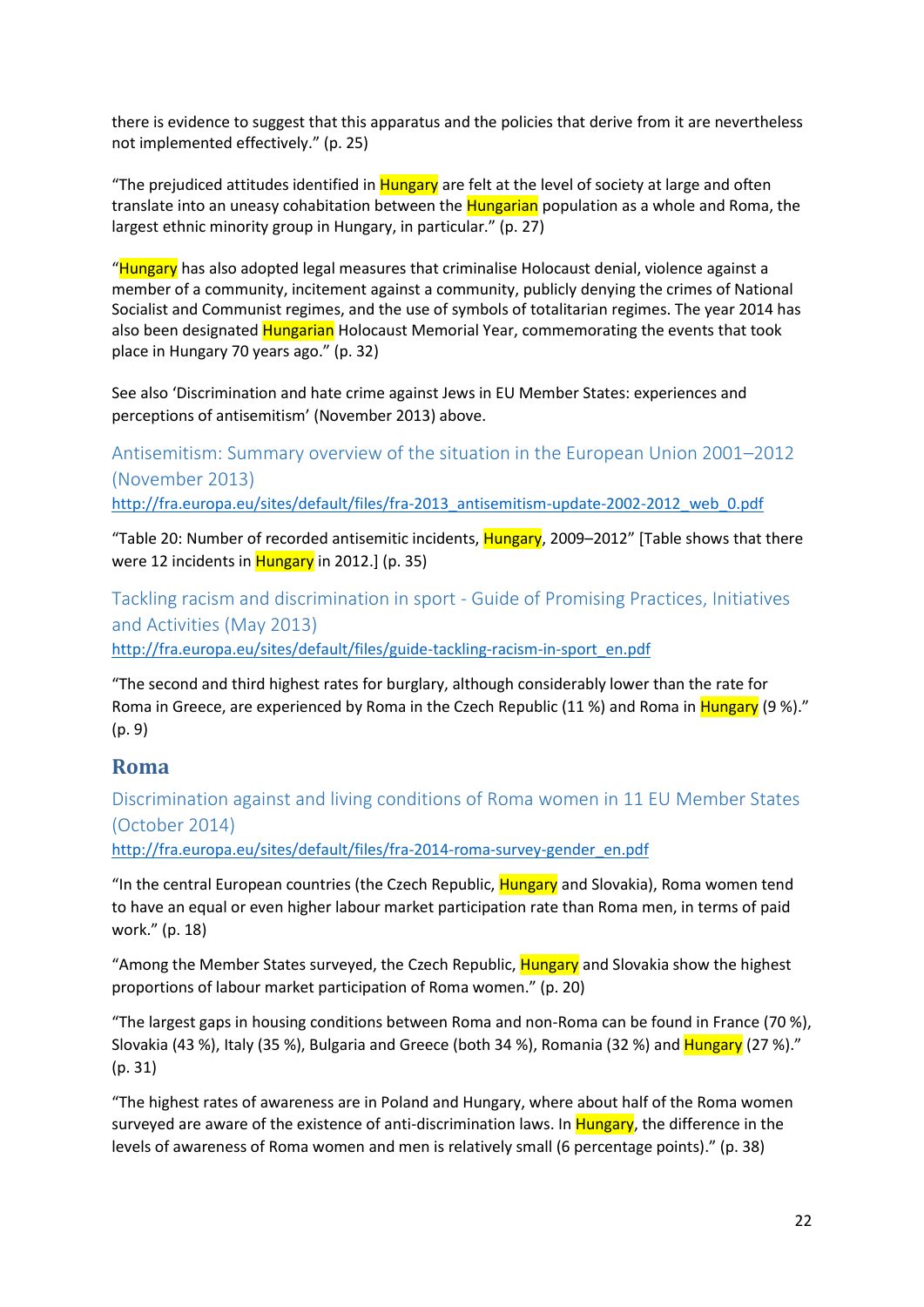there is evidence to suggest that this apparatus and the policies that derive from it are nevertheless not implemented effectively." (p. 25)

"The prejudiced attitudes identified in Hungary are felt at the level of society at large and often translate into an uneasy cohabitation between the Hungarian population as a whole and Roma, the largest ethnic minority group in Hungary, in particular." (p. 27)

"Hungary has also adopted legal measures that criminalise Holocaust denial, violence against a member of a community, incitement against a community, publicly denying the crimes of National Socialist and Communist regimes, and the use of symbols of totalitarian regimes. The year 2014 has also been designated Hungarian Holocaust Memorial Year, commemorating the events that took place in Hungary 70 years ago." (p. 32)

See also 'Discrimination and hate crime against Jews in EU Member States: experiences and perceptions of antisemitism' (November 2013) above.

### Antisemitism: Summary overview of the situation in the European Union 2001–2012 (November 2013)

http://fra.europa.eu/sites/default/files/fra-2013_antisemitism-update-2002-2012_web_0.pdf

"Table 20: Number of recorded antisemitic incidents, Hungary, 2009–2012" [Table shows that there were 12 incidents in Hungary in 2012.] (p. 35)

### Tackling racism and discrimination in sport - Guide of Promising Practices, Initiatives and Activities (May 2013)

http://fra.europa.eu/sites/default/files/guide-tackling-racism-in-sport_en.pdf

"The second and third highest rates for burglary, although considerably lower than the rate for Roma in Greece, are experienced by Roma in the Czech Republic (11 %) and Roma in Hungary (9 %)." (p. 9)

## Roma

### Discrimination against and living conditions of Roma women in 11 EU Member States (October 2014)

http://fra.europa.eu/sites/default/files/fra-2014-roma-survey-gender_en.pdf

"In the central European countries (the Czech Republic, Hungary and Slovakia), Roma women tend to have an equal or even higher labour market participation rate than Roma men, in terms of paid work." (p. 18)

"Among the Member States surveyed, the Czech Republic, Hungary and Slovakia show the highest proportions of labour market participation of Roma women." (p. 20)

"The largest gaps in housing conditions between Roma and non-Roma can be found in France (70 %), Slovakia (43 %), Italy (35 %), Bulgaria and Greece (both 34 %), Romania (32 %) and Hungary (27 %)." (p. 31)

"The highest rates of awareness are in Poland and Hungary, where about half of the Roma women surveyed are aware of the existence of anti-discrimination laws. In Hungary, the difference in the levels of awareness of Roma women and men is relatively small (6 percentage points)." (p. 38)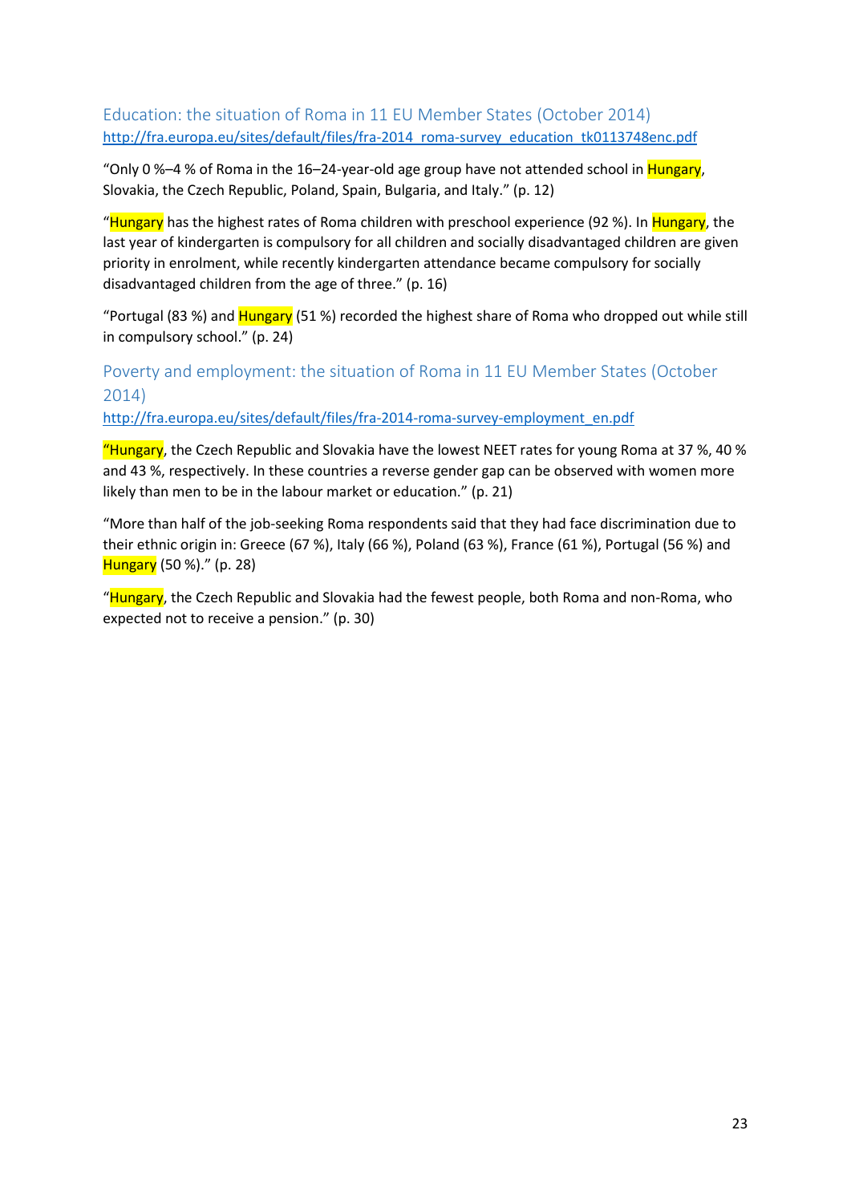## Education: the situation of Roma in 11 EU Member States (October 2014)

http://fra.europa.eu/sites/default/files/fra-2014_roma-survey_education_tk0113748enc.pdf

"Only 0 %–4 % of Roma in the 16–24-year-old age group have not attended school in Hungary, Slovakia, the Czech Republic, Poland, Spain, Bulgaria, and Italy." (p. 12)

"Hungary has the highest rates of Roma children with preschool experience (92 %). In Hungary, the last year of kindergarten is compulsory for all children and socially disadvantaged children are given priority in enrolment, while recently kindergarten attendance became compulsory for socially disadvantaged children from the age of three." (p. 16)

"Portugal (83 %) and Hungary (51 %) recorded the highest share of Roma who dropped out while still in compulsory school." (p. 24)

## Poverty and employment: the situation of Roma in 11 EU Member States (October 2014)

http://fra.europa.eu/sites/default/files/fra-2014-roma-survey-employment_en.pdf

"Hungary, the Czech Republic and Slovakia have the lowest NEET rates for young Roma at 37 %, 40 % and 43 %, respectively. In these countries a reverse gender gap can be observed with women more likely than men to be in the labour market or education." (p. 21)

"More than half of the job-seeking Roma respondents said that they had face discrimination due to their ethnic origin in: Greece (67 %), Italy (66 %), Poland (63 %), France (61 %), Portugal (56 %) and Hungary (50 %)." (p. 28)

"Hungary, the Czech Republic and Slovakia had the fewest people, both Roma and non-Roma, who expected not to receive a pension." (p. 30)